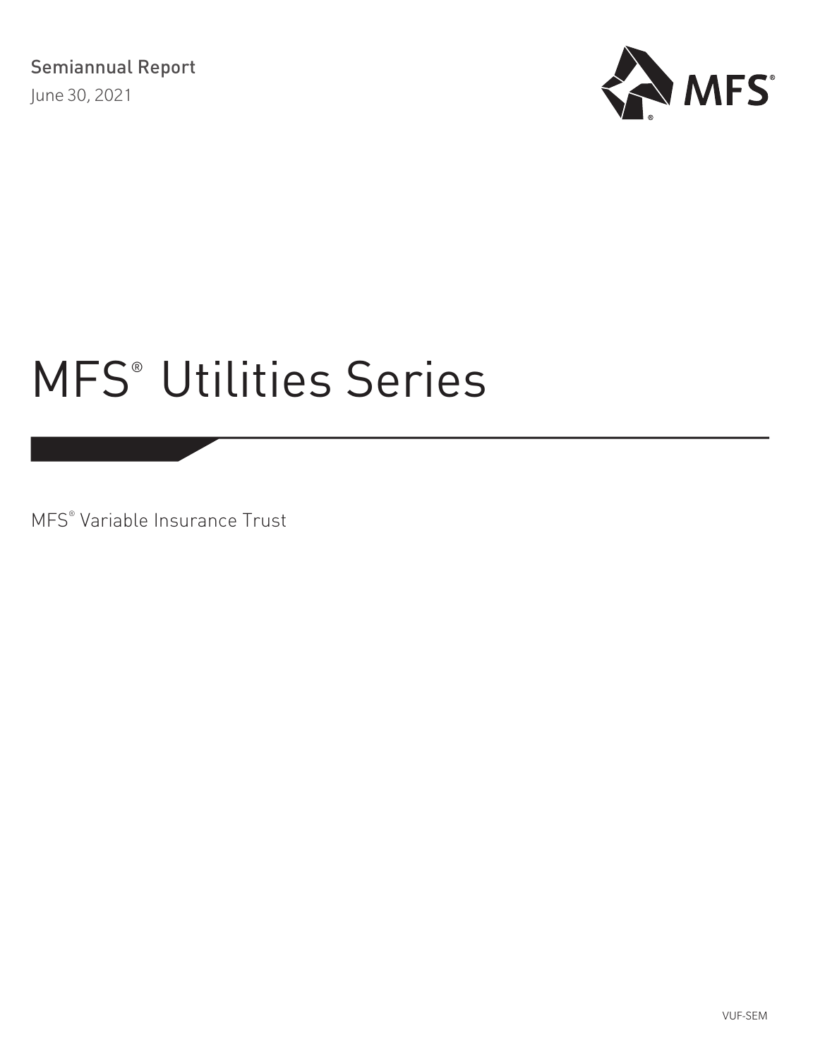Semiannual Report

June 30, 2021

MFS®

# MFS® Utilities Series

MFS® Variable Insurance Trust

VUF-SEM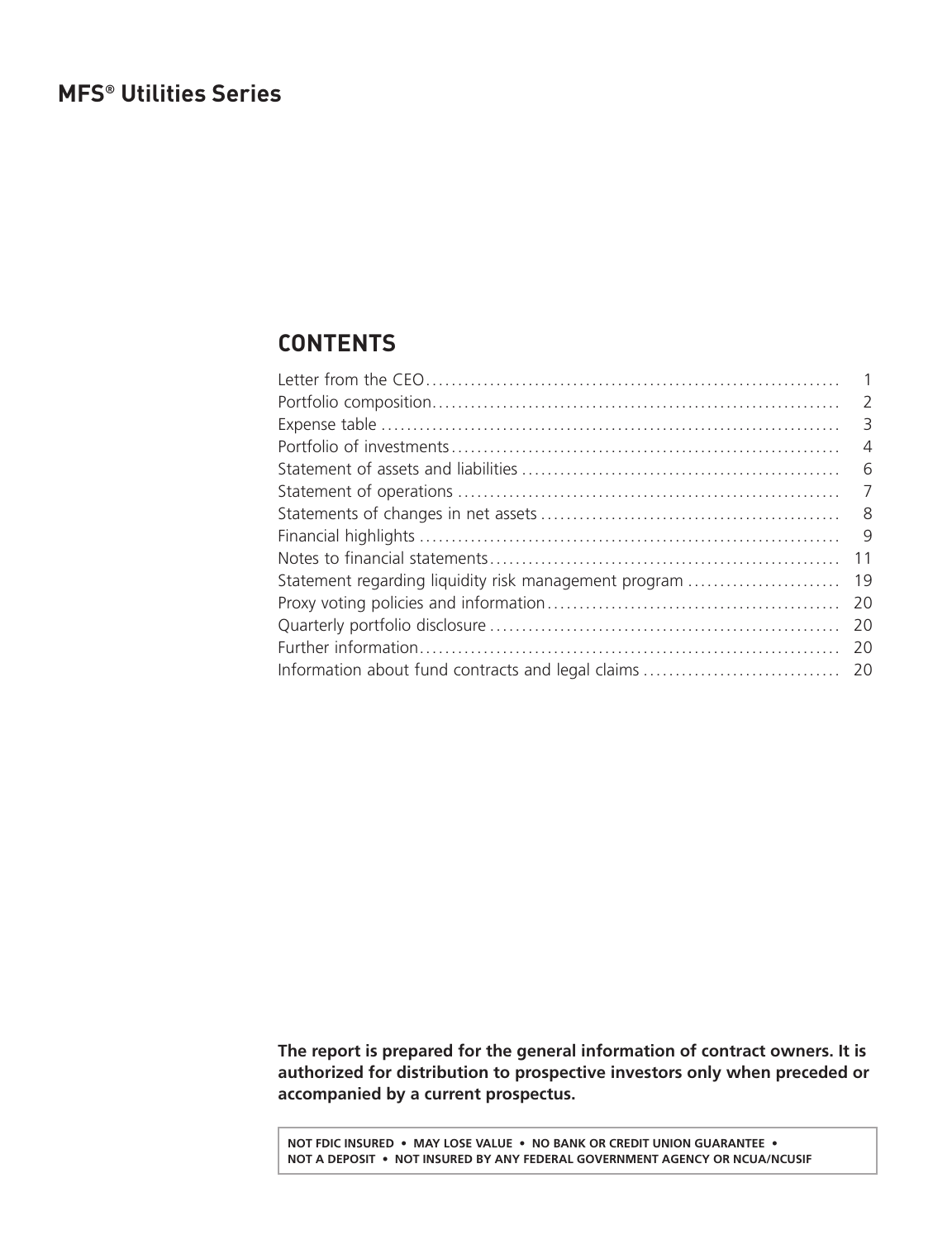# MFS® Utilities Series

## CONTENTS

| | |
|---|---|
| Letter from the CEO | 1 |
| Portfolio composition | 2 |
| Expense table | 3 |
| Portfolio of investments | 4 |
| Statement of assets and liabilities | 6 |
| Statement of operations | 7 |
| Statements of changes in net assets | 8 |
| Financial highlights | 9 |
| Notes to financial statements | 11 |
| Statement regarding liquidity risk management program | 19 |
| Proxy voting policies and information | 20 |
| Quarterly portfolio disclosure | 20 |
| Further information | 20 |
| Information about fund contracts and legal claims | 20 |

**The report is prepared for the general information of contract owners. It is authorized for distribution to prospective investors only when preceded or accompanied by a current prospectus.**

**NOT FDIC INSURED • MAY LOSE VALUE • NO BANK OR CREDIT UNION GUARANTEE • NOT A DEPOSIT • NOT INSURED BY ANY FEDERAL GOVERNMENT AGENCY OR NCUA/NCUSIF**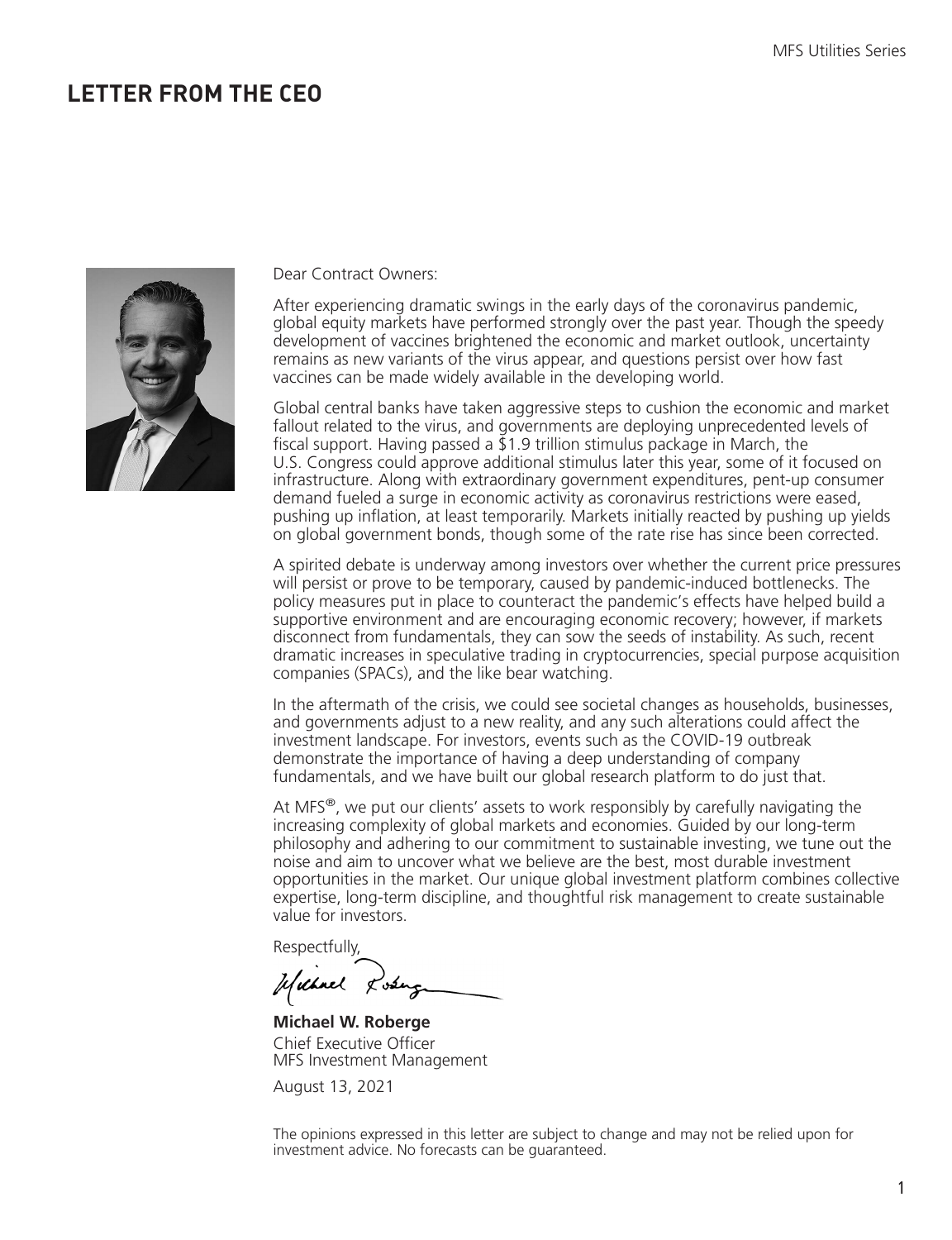# LETTER FROM THE CEO

Dear Contract Owners:

After experiencing dramatic swings in the early days of the coronavirus pandemic, global equity markets have performed strongly over the past year. Though the speedy development of vaccines brightened the economic and market outlook, uncertainty remains as new variants of the virus appear, and questions persist over how fast vaccines can be made widely available in the developing world.

Global central banks have taken aggressive steps to cushion the economic and market fallout related to the virus, and governments are deploying unprecedented levels of fiscal support. Having passed a $1.9 trillion stimulus package in March, the U.S. Congress could approve additional stimulus later this year, some of it focused on infrastructure. Along with extraordinary government expenditures, pent-up consumer demand fueled a surge in economic activity as coronavirus restrictions were eased, pushing up inflation, at least temporarily. Markets initially reacted by pushing up yields on global government bonds, though some of the rate rise has since been corrected.

A spirited debate is underway among investors over whether the current price pressures will persist or prove to be temporary, caused by pandemic-induced bottlenecks. The policy measures put in place to counteract the pandemic's effects have helped build a supportive environment and are encouraging economic recovery; however, if markets disconnect from fundamentals, they can sow the seeds of instability. As such, recent dramatic increases in speculative trading in cryptocurrencies, special purpose acquisition companies (SPACs), and the like bear watching.

In the aftermath of the crisis, we could see societal changes as households, businesses, and governments adjust to a new reality, and any such alterations could affect the investment landscape. For investors, events such as the COVID-19 outbreak demonstrate the importance of having a deep understanding of company fundamentals, and we have built our global research platform to do just that.

At MFS®, we put our clients' assets to work responsibly by carefully navigating the increasing complexity of global markets and economies. Guided by our long-term philosophy and adhering to our commitment to sustainable investing, we tune out the noise and aim to uncover what we believe are the best, most durable investment opportunities in the market. Our unique global investment platform combines collective expertise, long-term discipline, and thoughtful risk management to create sustainable value for investors.

Respectfully,

**Michael W. Roberge**
Chief Executive Officer
MFS Investment Management

August 13, 2021

The opinions expressed in this letter are subject to change and may not be relied upon for investment advice. No forecasts can be guaranteed.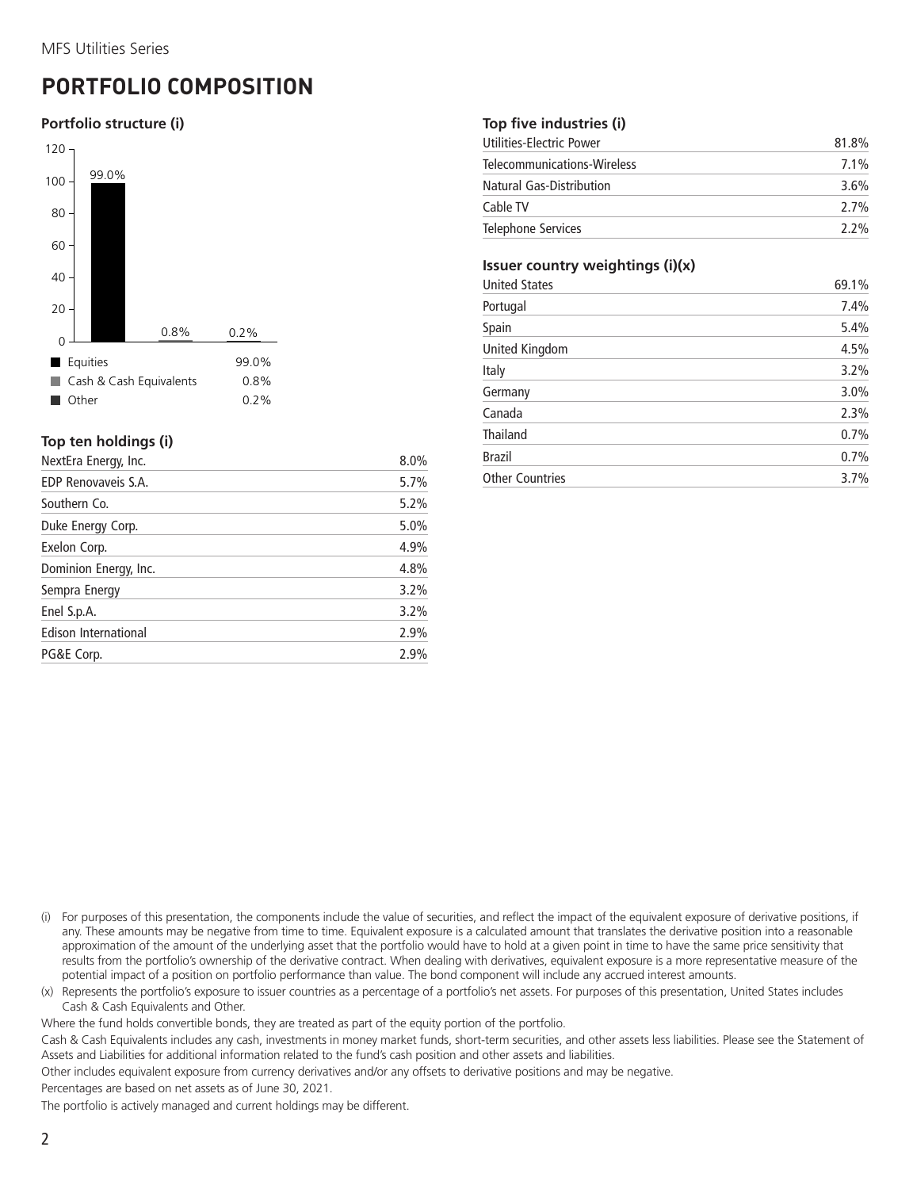MFS Utilities Series

# PORTFOLIO COMPOSITION

### Portfolio structure (i)

| | |
|---|---|
| Equities | 99.0% |
| Cash & Cash Equivalents | 0.8% |
| Other | 0.2% |

### Top ten holdings (i)

| | |
|---|---|
| NextEra Energy, Inc. | 8.0% |
| EDP Renovaveis S.A. | 5.7% |
| Southern Co. | 5.2% |
| Duke Energy Corp. | 5.0% |
| Exelon Corp. | 4.9% |
| Dominion Energy, Inc. | 4.8% |
| Sempra Energy | 3.2% |
| Enel S.p.A. | 3.2% |
| Edison International | 2.9% |
| PG&E Corp. | 2.9% |

### Top five industries (i)

| | |
|---|---|
| Utilities-Electric Power | 81.8% |
| Telecommunications-Wireless | 7.1% |
| Natural Gas-Distribution | 3.6% |
| Cable TV | 2.7% |
| Telephone Services | 2.2% |

### Issuer country weightings (i)(x)

| | |
|---|---|
| United States | 69.1% |
| Portugal | 7.4% |
| Spain | 5.4% |
| United Kingdom | 4.5% |
| Italy | 3.2% |
| Germany | 3.0% |
| Canada | 2.3% |
| Thailand | 0.7% |
| Brazil | 0.7% |
| Other Countries | 3.7% |

(i) For purposes of this presentation, the components include the value of securities, and reflect the impact of the equivalent exposure of derivative positions, if any. These amounts may be negative from time to time. Equivalent exposure is a calculated amount that translates the derivative position into a reasonable approximation of the amount of the underlying asset that the portfolio would have to hold at a given point in time to have the same price sensitivity that results from the portfolio's ownership of the derivative contract. When dealing with derivatives, equivalent exposure is a more representative measure of the potential impact of a position on portfolio performance than value. The bond component will include any accrued interest amounts.

(x) Represents the portfolio's exposure to issuer countries as a percentage of a portfolio's net assets. For purposes of this presentation, United States includes Cash & Cash Equivalents and Other.

Where the fund holds convertible bonds, they are treated as part of the equity portion of the portfolio.

Cash & Cash Equivalents includes any cash, investments in money market funds, short-term securities, and other assets less liabilities. Please see the Statement of Assets and Liabilities for additional information related to the fund's cash position and other assets and liabilities.

Other includes equivalent exposure from currency derivatives and/or any offsets to derivative positions and may be negative.

Percentages are based on net assets as of June 30, 2021.

The portfolio is actively managed and current holdings may be different.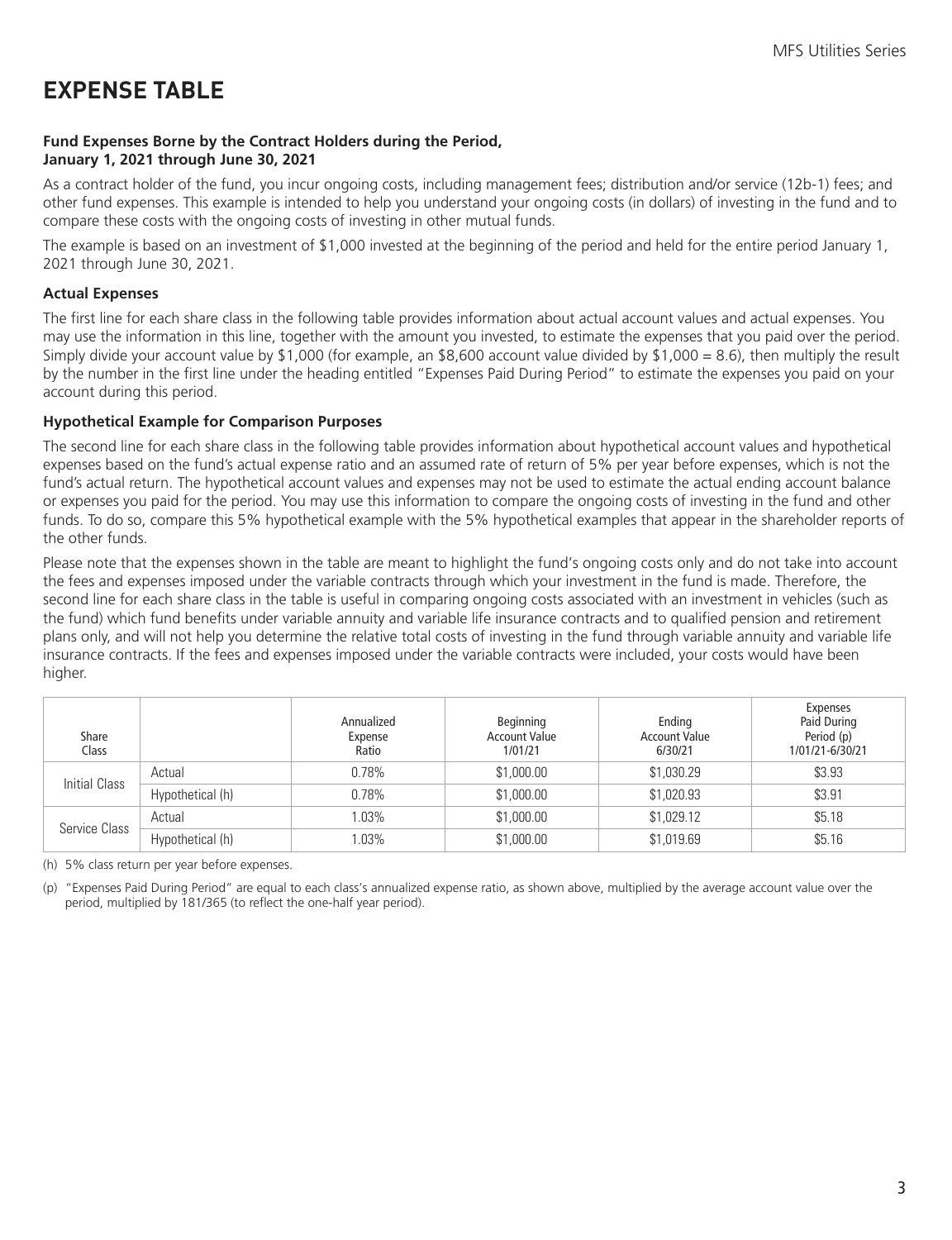# EXPENSE TABLE

**Fund Expenses Borne by the Contract Holders during the Period, January 1, 2021 through June 30, 2021**

As a contract holder of the fund, you incur ongoing costs, including management fees; distribution and/or service (12b-1) fees; and other fund expenses. This example is intended to help you understand your ongoing costs (in dollars) of investing in the fund and to compare these costs with the ongoing costs of investing in other mutual funds.

The example is based on an investment of $1,000 invested at the beginning of the period and held for the entire period January 1, 2021 through June 30, 2021.

**Actual Expenses**

The first line for each share class in the following table provides information about actual account values and actual expenses. You may use the information in this line, together with the amount you invested, to estimate the expenses that you paid over the period. Simply divide your account value by $1,000 (for example, an $8,600 account value divided by $1,000 = 8.6), then multiply the result by the number in the first line under the heading entitled "Expenses Paid During Period" to estimate the expenses you paid on your account during this period.

**Hypothetical Example for Comparison Purposes**

The second line for each share class in the following table provides information about hypothetical account values and hypothetical expenses based on the fund's actual expense ratio and an assumed rate of return of 5% per year before expenses, which is not the fund's actual return. The hypothetical account values and expenses may not be used to estimate the actual ending account balance or expenses you paid for the period. You may use this information to compare the ongoing costs of investing in the fund and other funds. To do so, compare this 5% hypothetical example with the 5% hypothetical examples that appear in the shareholder reports of the other funds.

Please note that the expenses shown in the table are meant to highlight the fund's ongoing costs only and do not take into account the fees and expenses imposed under the variable contracts through which your investment in the fund is made. Therefore, the second line for each share class in the table is useful in comparing ongoing costs associated with an investment in vehicles (such as the fund) which fund benefits under variable annuity and variable life insurance contracts and to qualified pension and retirement plans only, and will not help you determine the relative total costs of investing in the fund through variable annuity and variable life insurance contracts. If the fees and expenses imposed under the variable contracts were included, your costs would have been higher.

| Share Class | | Annualized Expense Ratio | Beginning Account Value 1/01/21 | Ending Account Value 6/30/21 | Expenses Paid During Period (p) 1/01/21-6/30/21 |
|---|---|---|---|---|---|
| Initial Class | Actual | 0.78% | $1,000.00 | $1,030.29 | $3.93 |
| | Hypothetical (h) | 0.78% | $1,000.00 | $1,020.93 | $3.91 |
| Service Class | Actual | 1.03% | $1,000.00 | $1,029.12 | $5.18 |
| | Hypothetical (h) | 1.03% | $1,000.00 | $1,019.69 | $5.16 |

(h) 5% class return per year before expenses.

(p) "Expenses Paid During Period" are equal to each class's annualized expense ratio, as shown above, multiplied by the average account value over the period, multiplied by 181/365 (to reflect the one-half year period).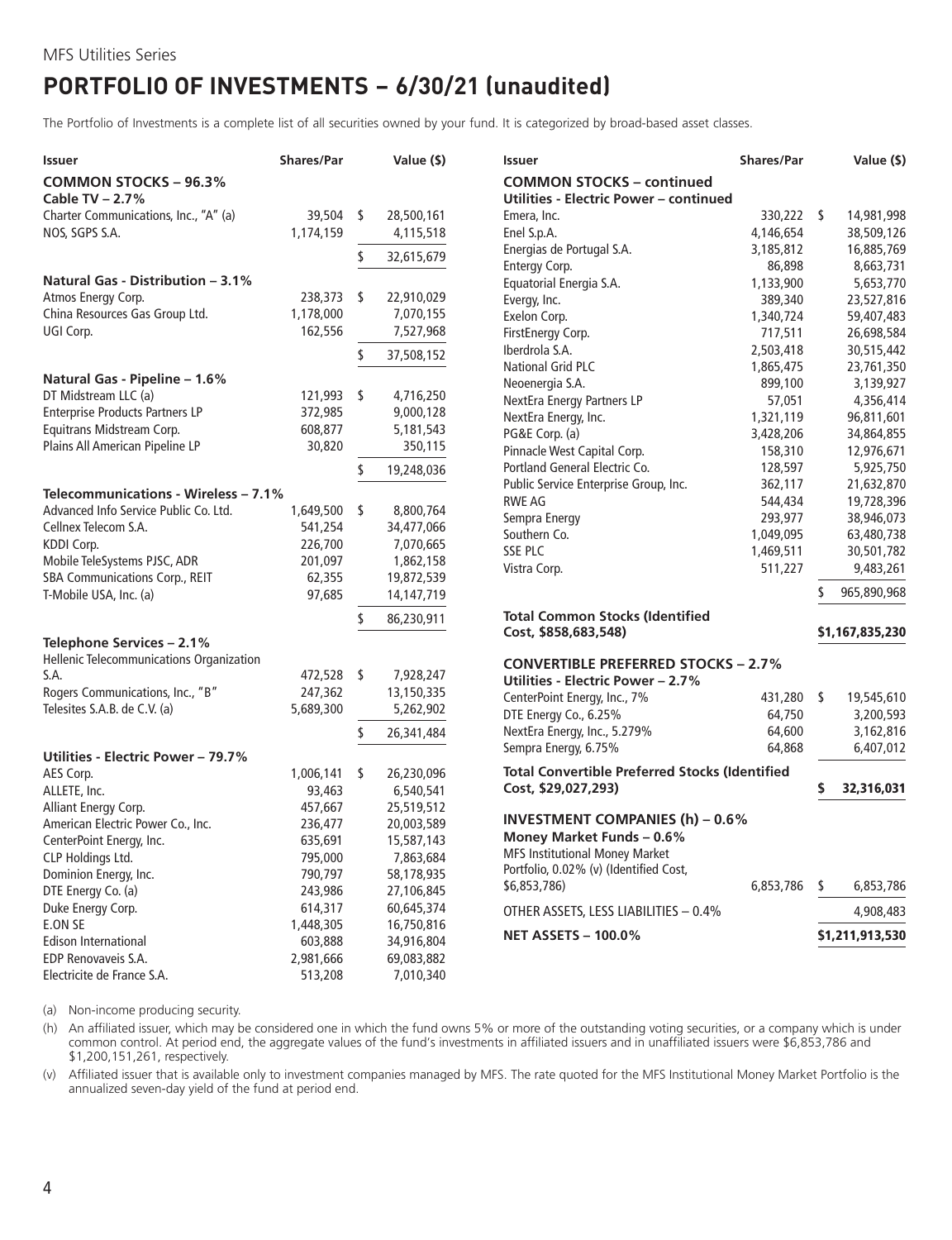MFS Utilities Series

# PORTFOLIO OF INVESTMENTS – 6/30/21 (unaudited)

The Portfolio of Investments is a complete list of all securities owned by your fund. It is categorized by broad-based asset classes.

| Issuer | Shares/Par | Value ($) |
|---|---|---|
| **COMMON STOCKS – 96.3%** | | |
| **Cable TV – 2.7%** | | |
| Charter Communications, Inc., "A" (a) | 39,504 | $ 28,500,161 |
| NOS, SGPS S.A. | 1,174,159 | 4,115,518 |
| | | $ 32,615,679 |
| **Natural Gas - Distribution – 3.1%** | | |
| Atmos Energy Corp. | 238,373 | $ 22,910,029 |
| China Resources Gas Group Ltd. | 1,178,000 | 7,070,155 |
| UGI Corp. | 162,556 | 7,527,968 |
| | | $ 37,508,152 |
| **Natural Gas - Pipeline – 1.6%** | | |
| DT Midstream LLC (a) | 121,993 | $ 4,716,250 |
| Enterprise Products Partners LP | 372,985 | 9,000,128 |
| Equitrans Midstream Corp. | 608,877 | 5,181,543 |
| Plains All American Pipeline LP | 30,820 | 350,115 |
| | | $ 19,248,036 |
| **Telecommunications - Wireless – 7.1%** | | |
| Advanced Info Service Public Co. Ltd. | 1,649,500 | $ 8,800,764 |
| Cellnex Telecom S.A. | 541,254 | 34,477,066 |
| KDDI Corp. | 226,700 | 7,070,665 |
| Mobile TeleSystems PJSC, ADR | 201,097 | 1,862,158 |
| SBA Communications Corp., REIT | 62,355 | 19,872,539 |
| T-Mobile USA, Inc. (a) | 97,685 | 14,147,719 |
| | | $ 86,230,911 |
| **Telephone Services – 2.1%** | | |
| Hellenic Telecommunications Organization S.A. | 472,528 | $ 7,928,247 |
| Rogers Communications, Inc., "B" | 247,362 | 13,150,335 |
| Telesites S.A.B. de C.V. (a) | 5,689,300 | 5,262,902 |
| | | $ 26,341,484 |
| **Utilities - Electric Power – 79.7%** | | |
| AES Corp. | 1,006,141 | $ 26,230,096 |
| ALLETE, Inc. | 93,463 | 6,540,541 |
| Alliant Energy Corp. | 457,667 | 25,519,512 |
| American Electric Power Co., Inc. | 236,477 | 20,003,589 |
| CenterPoint Energy, Inc. | 635,691 | 15,587,143 |
| CLP Holdings Ltd. | 795,000 | 7,863,684 |
| Dominion Energy, Inc. | 790,797 | 58,178,935 |
| DTE Energy Co. (a) | 243,986 | 27,106,845 |
| Duke Energy Corp. | 614,317 | 60,645,374 |
| E.ON SE | 1,448,305 | 16,750,816 |
| Edison International | 603,888 | 34,916,804 |
| EDP Renovaveis S.A. | 2,981,666 | 69,083,882 |
| Electricite de France S.A. | 513,208 | 7,010,340 |
| Emera, Inc. | 330,222 | $ 14,981,998 |
| Enel S.p.A. | 4,146,654 | 38,509,126 |
| Energias de Portugal S.A. | 3,185,812 | 16,885,769 |
| Entergy Corp. | 86,898 | 8,663,731 |
| Equatorial Energia S.A. | 1,133,900 | 5,653,770 |
| Evergy, Inc. | 389,340 | 23,527,816 |
| Exelon Corp. | 1,340,724 | 59,407,483 |
| FirstEnergy Corp. | 717,511 | 26,698,584 |
| Iberdrola S.A. | 2,503,418 | 30,515,442 |
| National Grid PLC | 1,865,475 | 23,761,350 |
| Neoenergia S.A. | 899,100 | 3,139,927 |
| NextEra Energy Partners LP | 57,051 | 4,356,414 |
| NextEra Energy, Inc. | 1,321,119 | 96,811,601 |
| PG&E Corp. (a) | 3,428,206 | 34,864,855 |
| Pinnacle West Capital Corp. | 158,310 | 12,976,671 |
| Portland General Electric Co. | 128,597 | 5,925,750 |
| Public Service Enterprise Group, Inc. | 362,117 | 21,632,870 |
| RWE AG | 544,434 | 19,728,396 |
| Sempra Energy | 293,977 | 38,946,073 |
| Southern Co. | 1,049,095 | 63,480,738 |
| SSE PLC | 1,469,511 | 30,501,782 |
| Vistra Corp. | 511,227 | 9,483,261 |
| | | $ 965,890,968 |
| **Total Common Stocks (Identified Cost, $858,683,548)** | | **$1,167,835,230** |
| **CONVERTIBLE PREFERRED STOCKS – 2.7%** | | |
| **Utilities - Electric Power – 2.7%** | | |
| CenterPoint Energy, Inc., 7% | 431,280 | $ 19,545,610 |
| DTE Energy Co., 6.25% | 64,750 | 3,200,593 |
| NextEra Energy, Inc., 5.279% | 64,600 | 3,162,816 |
| Sempra Energy, 6.75% | 64,868 | 6,407,012 |
| **Total Convertible Preferred Stocks (Identified Cost, $29,027,293)** | | **$ 32,316,031** |
| **INVESTMENT COMPANIES (h) – 0.6%** | | |
| **Money Market Funds – 0.6%** | | |
| MFS Institutional Money Market Portfolio, 0.02% (v) (Identified Cost, $6,853,786) | 6,853,786 | $ 6,853,786 |
| OTHER ASSETS, LESS LIABILITIES – 0.4% | | 4,908,483 |
| **NET ASSETS – 100.0%** | | **$1,211,913,530** |

(a) Non-income producing security.

(h) An affiliated issuer, which may be considered one in which the fund owns 5% or more of the outstanding voting securities, or a company which is under common control. At period end, the aggregate values of the fund's investments in affiliated issuers and in unaffiliated issuers were $6,853,786 and $1,200,151,261, respectively.

(v) Affiliated issuer that is available only to investment companies managed by MFS. The rate quoted for the MFS Institutional Money Market Portfolio is the annualized seven-day yield of the fund at period end.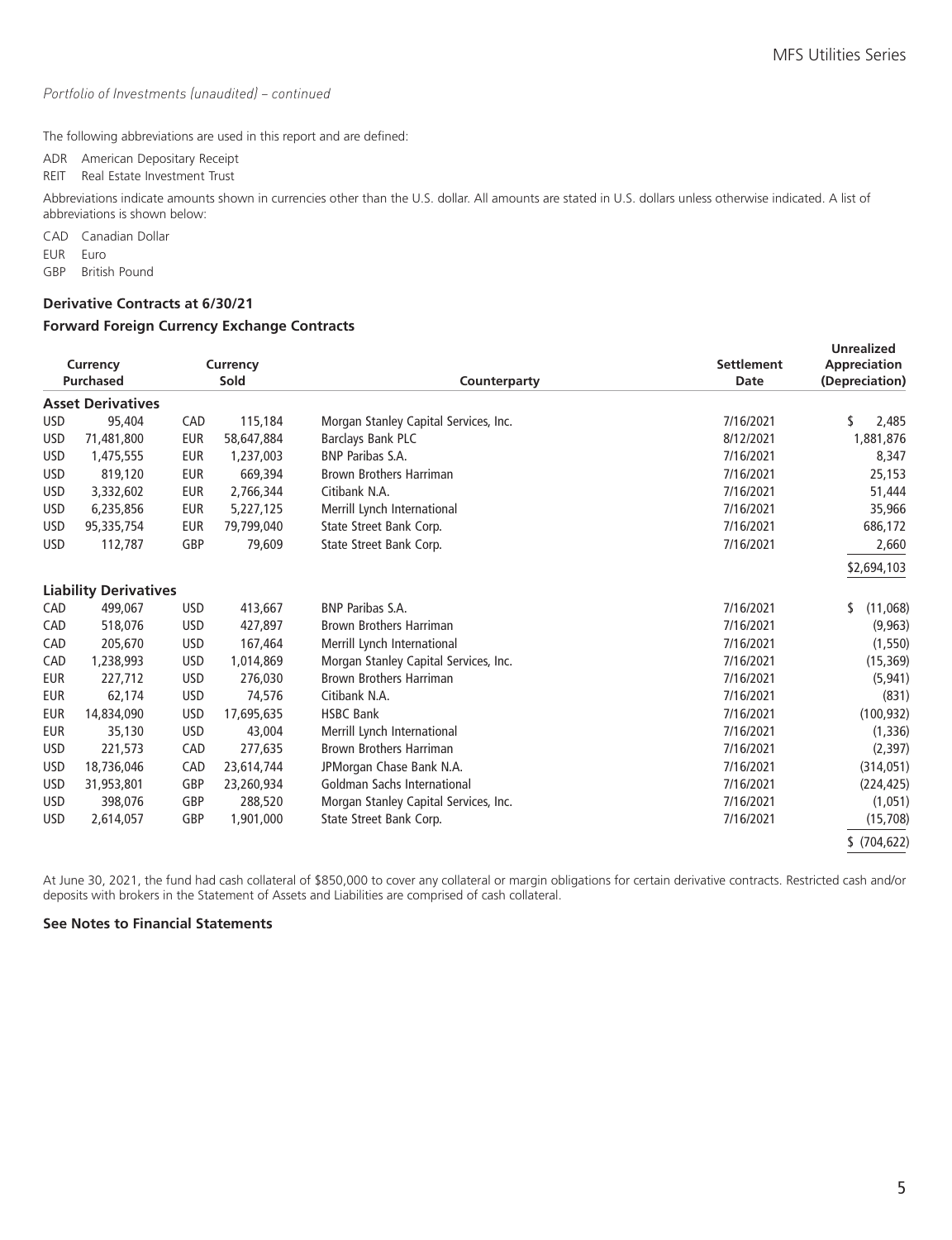*Portfolio of Investments (unaudited) – continued*

The following abbreviations are used in this report and are defined:

ADR American Depositary Receipt
REIT Real Estate Investment Trust

Abbreviations indicate amounts shown in currencies other than the U.S. dollar. All amounts are stated in U.S. dollars unless otherwise indicated. A list of abbreviations is shown below:

CAD Canadian Dollar
EUR Euro
GBP British Pound

### Derivative Contracts at 6/30/21

### Forward Foreign Currency Exchange Contracts

| Currency Purchased | | Currency Sold | | Counterparty | Settlement Date | Unrealized Appreciation (Depreciation) |
|---|---|---|---|---|---|---|
| **Asset Derivatives** | | | | | | |
| USD | 95,404 | CAD | 115,184 | Morgan Stanley Capital Services, Inc. | 7/16/2021 | $ 2,485 |
| USD | 71,481,800 | EUR | 58,647,884 | Barclays Bank PLC | 8/12/2021 | 1,881,876 |
| USD | 1,475,555 | EUR | 1,237,003 | BNP Paribas S.A. | 7/16/2021 | 8,347 |
| USD | 819,120 | EUR | 669,394 | Brown Brothers Harriman | 7/16/2021 | 25,153 |
| USD | 3,332,602 | EUR | 2,766,344 | Citibank N.A. | 7/16/2021 | 51,444 |
| USD | 6,235,856 | EUR | 5,227,125 | Merrill Lynch International | 7/16/2021 | 35,966 |
| USD | 95,335,754 | EUR | 79,799,040 | State Street Bank Corp. | 7/16/2021 | 686,172 |
| USD | 112,787 | GBP | 79,609 | State Street Bank Corp. | 7/16/2021 | 2,660 |
| | | | | | | $2,694,103 |
| **Liability Derivatives** | | | | | | |
| CAD | 499,067 | USD | 413,667 | BNP Paribas S.A. | 7/16/2021 | $ (11,068) |
| CAD | 518,076 | USD | 427,897 | Brown Brothers Harriman | 7/16/2021 | (9,963) |
| CAD | 205,670 | USD | 167,464 | Merrill Lynch International | 7/16/2021 | (1,550) |
| CAD | 1,238,993 | USD | 1,014,869 | Morgan Stanley Capital Services, Inc. | 7/16/2021 | (15,369) |
| EUR | 227,712 | USD | 276,030 | Brown Brothers Harriman | 7/16/2021 | (5,941) |
| EUR | 62,174 | USD | 74,576 | Citibank N.A. | 7/16/2021 | (831) |
| EUR | 14,834,090 | USD | 17,695,635 | HSBC Bank | 7/16/2021 | (100,932) |
| EUR | 35,130 | USD | 43,004 | Merrill Lynch International | 7/16/2021 | (1,336) |
| USD | 221,573 | CAD | 277,635 | Brown Brothers Harriman | 7/16/2021 | (2,397) |
| USD | 18,736,046 | CAD | 23,614,744 | JPMorgan Chase Bank N.A. | 7/16/2021 | (314,051) |
| USD | 31,953,801 | GBP | 23,260,934 | Goldman Sachs International | 7/16/2021 | (224,425) |
| USD | 398,076 | GBP | 288,520 | Morgan Stanley Capital Services, Inc. | 7/16/2021 | (1,051) |
| USD | 2,614,057 | GBP | 1,901,000 | State Street Bank Corp. | 7/16/2021 | (15,708) |
| | | | | | | $ (704,622) |

At June 30, 2021, the fund had cash collateral of $850,000 to cover any collateral or margin obligations for certain derivative contracts. Restricted cash and/or deposits with brokers in the Statement of Assets and Liabilities are comprised of cash collateral.

**See Notes to Financial Statements**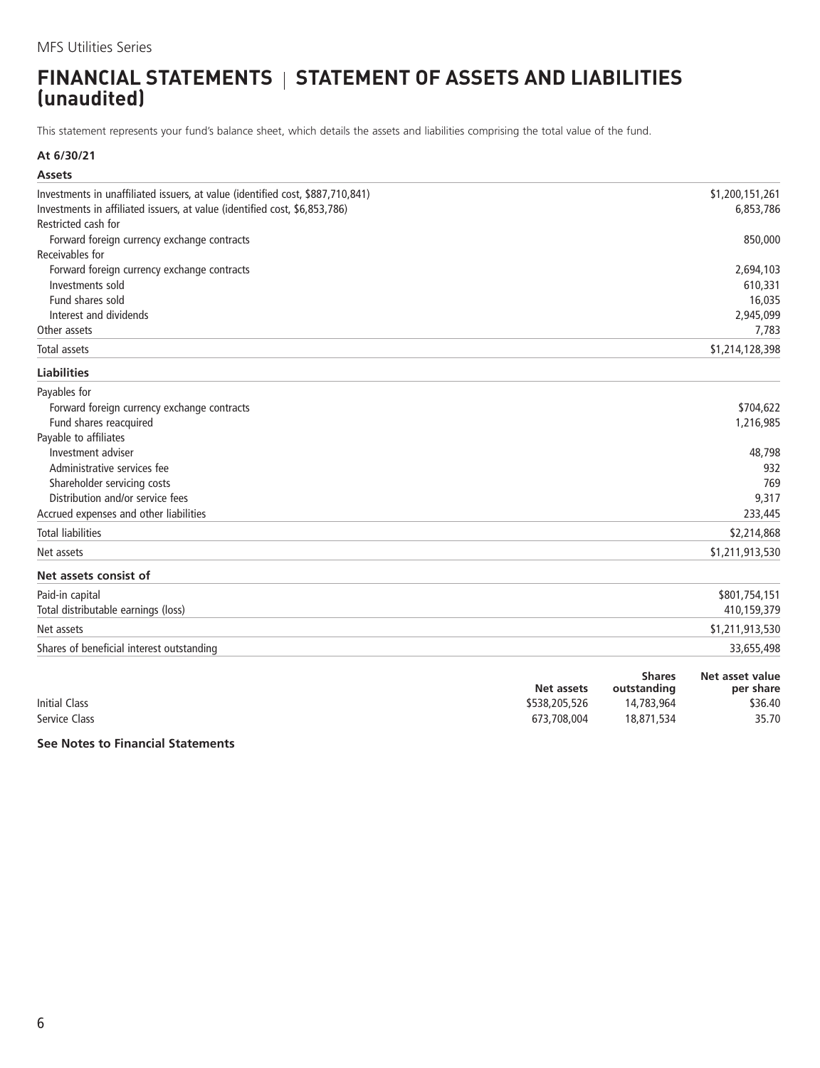# FINANCIAL STATEMENTS | STATEMENT OF ASSETS AND LIABILITIES (unaudited)

This statement represents your fund's balance sheet, which details the assets and liabilities comprising the total value of the fund.

**At 6/30/21**

| **Assets** | |
|---|---|
| Investments in unaffiliated issuers, at value (identified cost, $887,710,841) | $1,200,151,261 |
| Investments in affiliated issuers, at value (identified cost, $6,853,786) | 6,853,786 |
| Restricted cash for | |
| Forward foreign currency exchange contracts | 850,000 |
| Receivables for | |
| Forward foreign currency exchange contracts | 2,694,103 |
| Investments sold | 610,331 |
| Fund shares sold | 16,035 |
| Interest and dividends | 2,945,099 |
| Other assets | 7,783 |
| Total assets | $1,214,128,398 |
| **Liabilities** | |
| Payables for | |
| Forward foreign currency exchange contracts | $704,622 |
| Fund shares reacquired | 1,216,985 |
| Payable to affiliates | |
| Investment adviser | 48,798 |
| Administrative services fee | 932 |
| Shareholder servicing costs | 769 |
| Distribution and/or service fees | 9,317 |
| Accrued expenses and other liabilities | 233,445 |
| Total liabilities | $2,214,868 |
| Net assets | $1,211,913,530 |
| **Net assets consist of** | |
| Paid-in capital | $801,754,151 |
| Total distributable earnings (loss) | 410,159,379 |
| Net assets | $1,211,913,530 |
| Shares of beneficial interest outstanding | 33,655,498 |

| | Net assets | Shares outstanding | Net asset value per share |
|---|---|---|---|
| Initial Class | $538,205,526 | 14,783,964 | $36.40 |
| Service Class | 673,708,004 | 18,871,534 | 35.70 |

**See Notes to Financial Statements**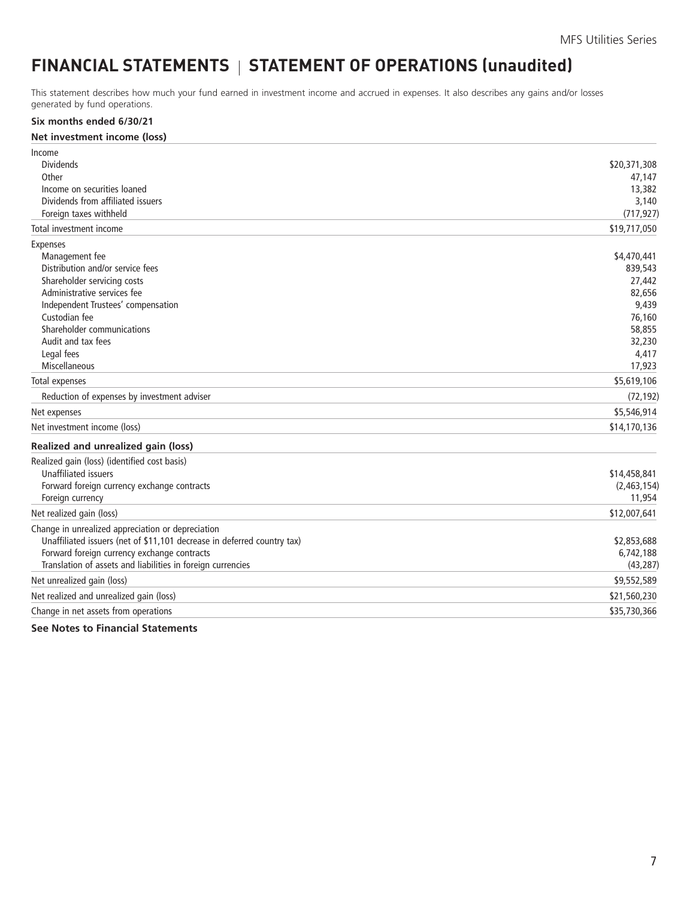# FINANCIAL STATEMENTS | STATEMENT OF OPERATIONS (unaudited)

This statement describes how much your fund earned in investment income and accrued in expenses. It also describes any gains and/or losses generated by fund operations.

**Six months ended 6/30/21**

| **Net investment income (loss)** | |
|---|---|
| Income | |
| Dividends | $20,371,308 |
| Other | 47,147 |
| Income on securities loaned | 13,382 |
| Dividends from affiliated issuers | 3,140 |
| Foreign taxes withheld | (717,927) |
| Total investment income | $19,717,050 |
| Expenses | |
| Management fee | $4,470,441 |
| Distribution and/or service fees | 839,543 |
| Shareholder servicing costs | 27,442 |
| Administrative services fee | 82,656 |
| Independent Trustees' compensation | 9,439 |
| Custodian fee | 76,160 |
| Shareholder communications | 58,855 |
| Audit and tax fees | 32,230 |
| Legal fees | 4,417 |
| Miscellaneous | 17,923 |
| Total expenses | $5,619,106 |
| Reduction of expenses by investment adviser | (72,192) |
| Net expenses | $5,546,914 |
| Net investment income (loss) | $14,170,136 |
| **Realized and unrealized gain (loss)** | |
| Realized gain (loss) (identified cost basis) | |
| Unaffiliated issuers | $14,458,841 |
| Forward foreign currency exchange contracts | (2,463,154) |
| Foreign currency | 11,954 |
| Net realized gain (loss) | $12,007,641 |
| Change in unrealized appreciation or depreciation | |
| Unaffiliated issuers (net of $11,101 decrease in deferred country tax) | $2,853,688 |
| Forward foreign currency exchange contracts | 6,742,188 |
| Translation of assets and liabilities in foreign currencies | (43,287) |
| Net unrealized gain (loss) | $9,552,589 |
| Net realized and unrealized gain (loss) | $21,560,230 |
| Change in net assets from operations | $35,730,366 |

**See Notes to Financial Statements**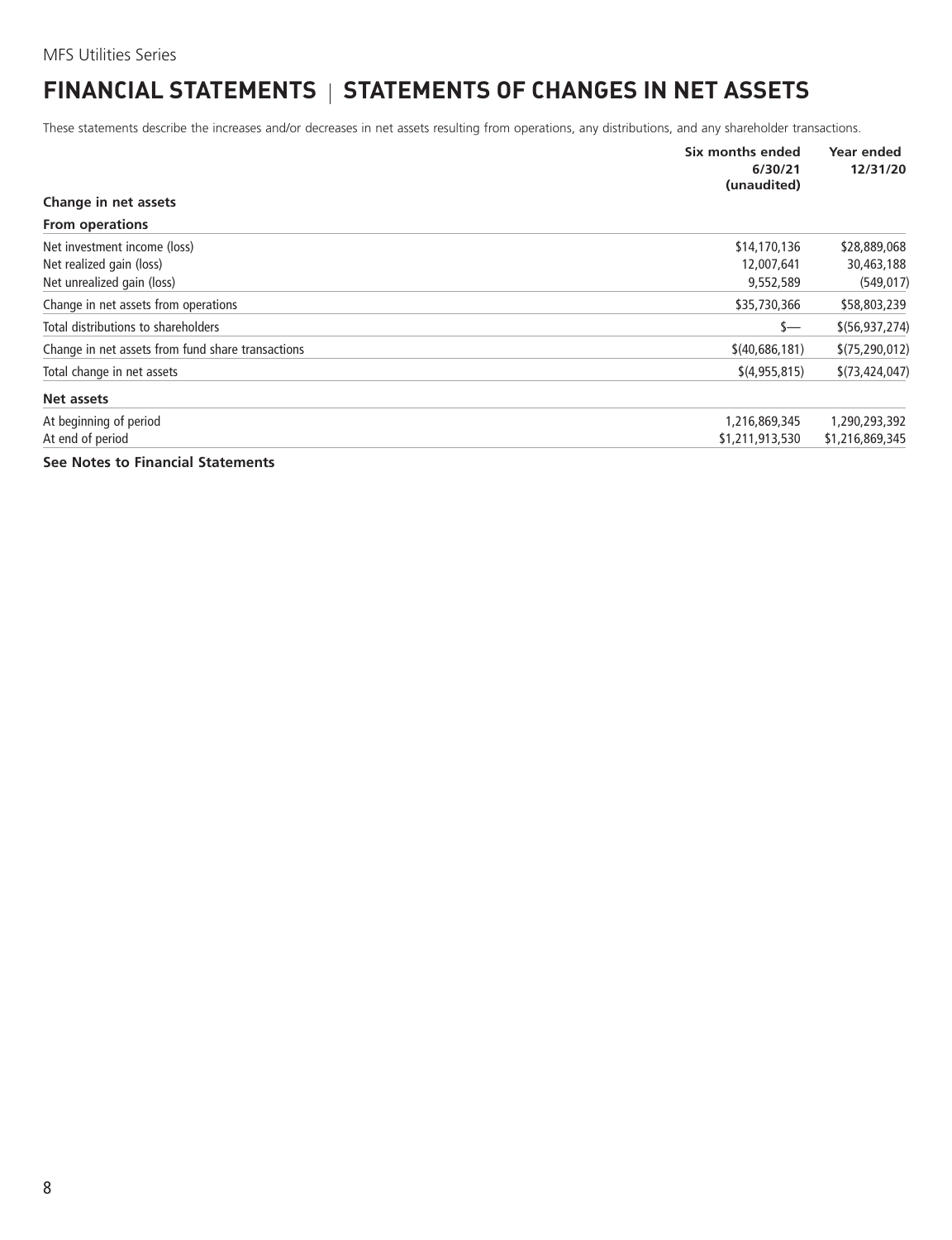# FINANCIAL STATEMENTS | STATEMENTS OF CHANGES IN NET ASSETS

These statements describe the increases and/or decreases in net assets resulting from operations, any distributions, and any shareholder transactions.

| | Six months ended 6/30/21 (unaudited) | Year ended 12/31/20 |
|---|---|---|
| **Change in net assets** | | |
| **From operations** | | |
| Net investment income (loss) | $14,170,136 | $28,889,068 |
| Net realized gain (loss) | 12,007,641 | 30,463,188 |
| Net unrealized gain (loss) | 9,552,589 | (549,017) |
| Change in net assets from operations | $35,730,366 | $58,803,239 |
| Total distributions to shareholders | $— | $(56,937,274) |
| Change in net assets from fund share transactions | $(40,686,181) | $(75,290,012) |
| Total change in net assets | $(4,955,815) | $(73,424,047) |
| **Net assets** | | |
| At beginning of period | 1,216,869,345 | 1,290,293,392 |
| At end of period | $1,211,913,530 | $1,216,869,345 |

**See Notes to Financial Statements**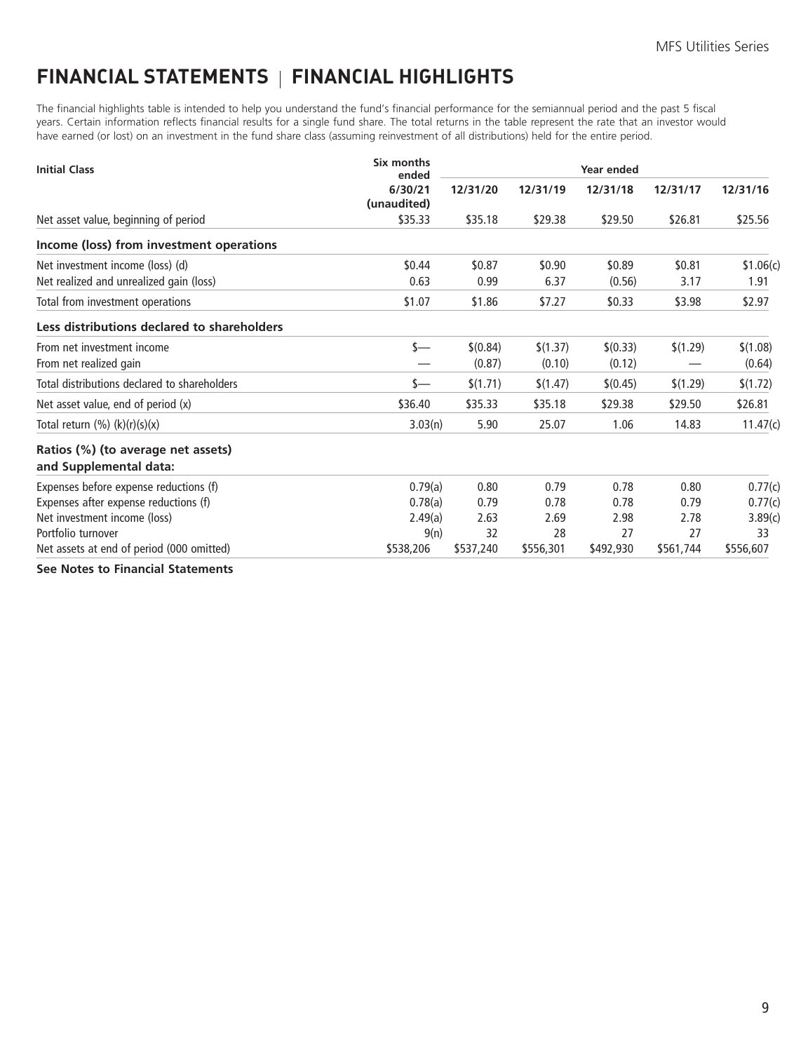# FINANCIAL STATEMENTS | FINANCIAL HIGHLIGHTS

The financial highlights table is intended to help you understand the fund's financial performance for the semiannual period and the past 5 fiscal years. Certain information reflects financial results for a single fund share. The total returns in the table represent the rate that an investor would have earned (or lost) on an investment in the fund share class (assuming reinvestment of all distributions) held for the entire period.

| Initial Class | Six months ended | Year ended | | | | |
|---|---|---|---|---|---|---|
| | 6/30/21 (unaudited) | 12/31/20 | 12/31/19 | 12/31/18 | 12/31/17 | 12/31/16 |
| Net asset value, beginning of period | $35.33 | $35.18 | $29.38 | $29.50 | $26.81 | $25.56 |
| **Income (loss) from investment operations** | | | | | | |
| Net investment income (loss) (d) | $0.44 | $0.87 | $0.90 | $0.89 | $0.81 | $1.06(c) |
| Net realized and unrealized gain (loss) | 0.63 | 0.99 | 6.37 | (0.56) | 3.17 | 1.91 |
| Total from investment operations | $1.07 | $1.86 | $7.27 | $0.33 | $3.98 | $2.97 |
| **Less distributions declared to shareholders** | | | | | | |
| From net investment income | $— | $(0.84) | $(1.37) | $(0.33) | $(1.29) | $(1.08) |
| From net realized gain | — | (0.87) | (0.10) | (0.12) | — | (0.64) |
| Total distributions declared to shareholders | $— | $(1.71) | $(1.47) | $(0.45) | $(1.29) | $(1.72) |
| Net asset value, end of period (x) | $36.40 | $35.33 | $35.18 | $29.38 | $29.50 | $26.81 |
| Total return (%) (k)(r)(s)(x) | 3.03(n) | 5.90 | 25.07 | 1.06 | 14.83 | 11.47(c) |
| **Ratios (%) (to average net assets) and Supplemental data:** | | | | | | |
| Expenses before expense reductions (f) | 0.79(a) | 0.80 | 0.79 | 0.78 | 0.80 | 0.77(c) |
| Expenses after expense reductions (f) | 0.78(a) | 0.79 | 0.78 | 0.78 | 0.79 | 0.77(c) |
| Net investment income (loss) | 2.49(a) | 2.63 | 2.69 | 2.98 | 2.78 | 3.89(c) |
| Portfolio turnover | 9(n) | 32 | 28 | 27 | 27 | 33 |
| Net assets at end of period (000 omitted) | $538,206 | $537,240 | $556,301 | $492,930 | $561,744 | $556,607 |

**See Notes to Financial Statements**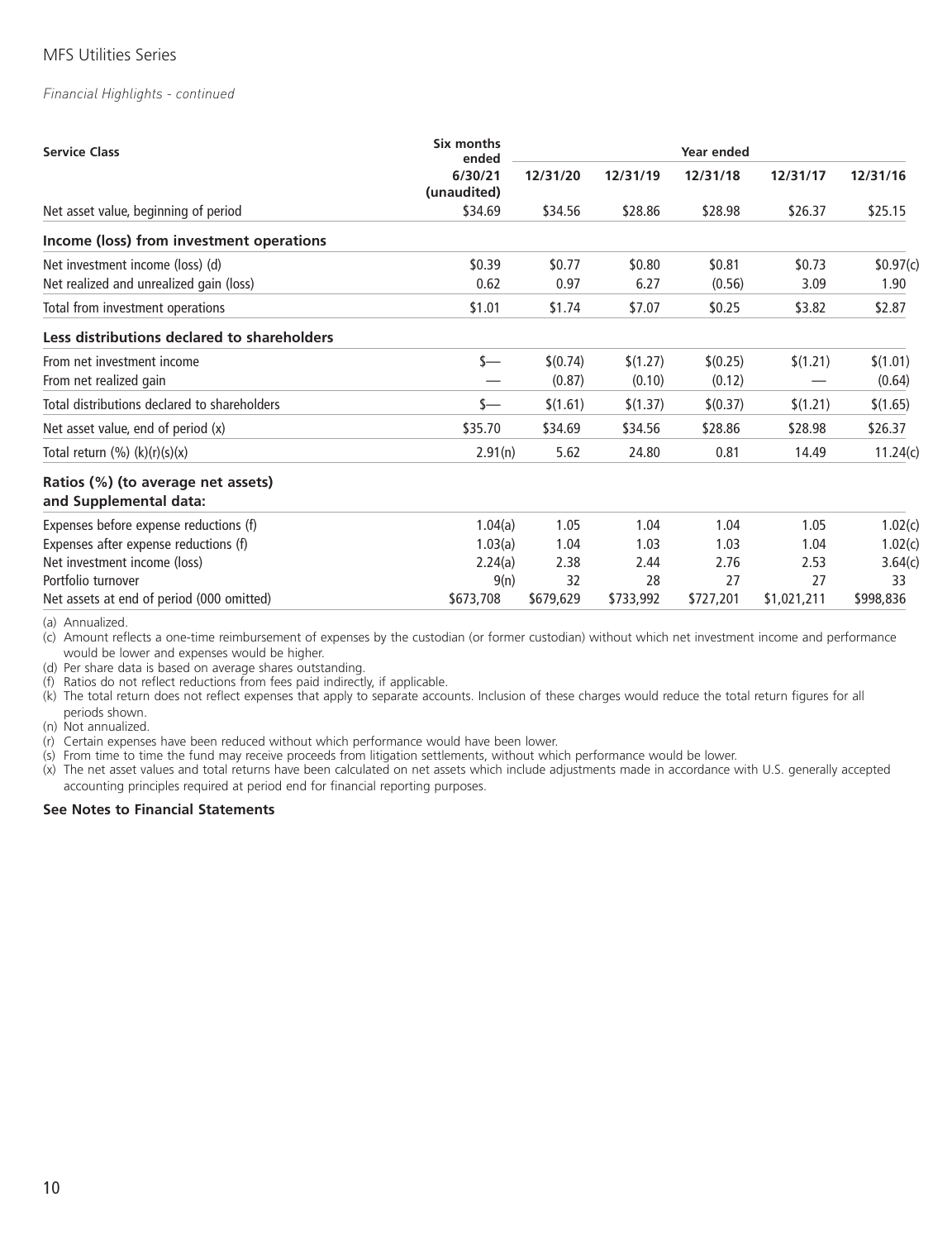MFS Utilities Series

*Financial Highlights - continued*

| Service Class | Six months ended 6/30/21 (unaudited) | Year ended 12/31/20 | 12/31/19 | 12/31/18 | 12/31/17 | 12/31/16 |
|---|---|---|---|---|---|---|
| Net asset value, beginning of period | $34.69 | $34.56 | $28.86 | $28.98 | $26.37 | $25.15 |
| **Income (loss) from investment operations** | | | | | | |
| Net investment income (loss) (d) | $0.39 | $0.77 | $0.80 | $0.81 | $0.73 | $0.97(c) |
| Net realized and unrealized gain (loss) | 0.62 | 0.97 | 6.27 | (0.56) | 3.09 | 1.90 |
| Total from investment operations | $1.01 | $1.74 | $7.07 | $0.25 | $3.82 | $2.87 |
| **Less distributions declared to shareholders** | | | | | | |
| From net investment income | $— | $(0.74) | $(1.27) | $(0.25) | $(1.21) | $(1.01) |
| From net realized gain | — | (0.87) | (0.10) | (0.12) | — | (0.64) |
| Total distributions declared to shareholders | $— | $(1.61) | $(1.37) | $(0.37) | $(1.21) | $(1.65) |
| Net asset value, end of period (x) | $35.70 | $34.69 | $34.56 | $28.86 | $28.98 | $26.37 |
| Total return (%) (k)(r)(s)(x) | 2.91(n) | 5.62 | 24.80 | 0.81 | 14.49 | 11.24(c) |
| **Ratios (%) (to average net assets) and Supplemental data:** | | | | | | |
| Expenses before expense reductions (f) | 1.04(a) | 1.05 | 1.04 | 1.04 | 1.05 | 1.02(c) |
| Expenses after expense reductions (f) | 1.03(a) | 1.04 | 1.03 | 1.03 | 1.04 | 1.02(c) |
| Net investment income (loss) | 2.24(a) | 2.38 | 2.44 | 2.76 | 2.53 | 3.64(c) |
| Portfolio turnover | 9(n) | 32 | 28 | 27 | 27 | 33 |
| Net assets at end of period (000 omitted) | $673,708 | $679,629 | $733,992 | $727,201 | $1,021,211 | $998,836 |

(a) Annualized.
(c) Amount reflects a one-time reimbursement of expenses by the custodian (or former custodian) without which net investment income and performance would be lower and expenses would be higher.
(d) Per share data is based on average shares outstanding.
(f) Ratios do not reflect reductions from fees paid indirectly, if applicable.
(k) The total return does not reflect expenses that apply to separate accounts. Inclusion of these charges would reduce the total return figures for all periods shown.
(n) Not annualized.
(r) Certain expenses have been reduced without which performance would have been lower.
(s) From time to time the fund may receive proceeds from litigation settlements, without which performance would be lower.
(x) The net asset values and total returns have been calculated on net assets which include adjustments made in accordance with U.S. generally accepted accounting principles required at period end for financial reporting purposes.

**See Notes to Financial Statements**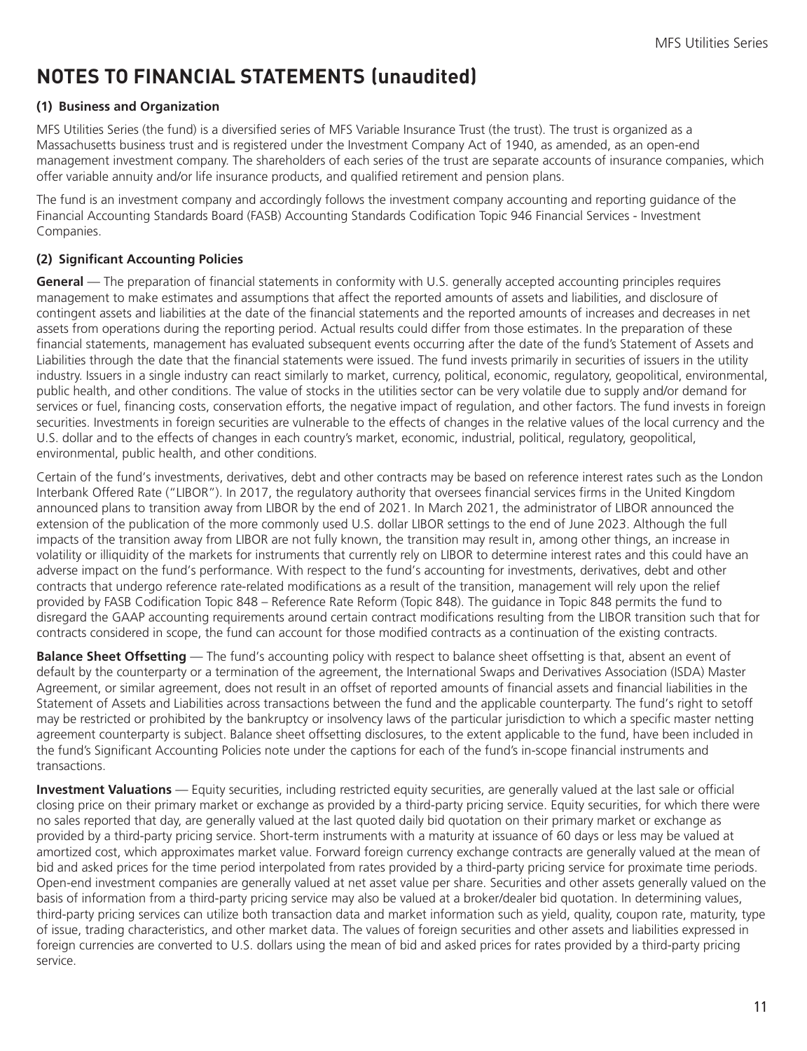# NOTES TO FINANCIAL STATEMENTS (unaudited)

### (1) Business and Organization

MFS Utilities Series (the fund) is a diversified series of MFS Variable Insurance Trust (the trust). The trust is organized as a Massachusetts business trust and is registered under the Investment Company Act of 1940, as amended, as an open-end management investment company. The shareholders of each series of the trust are separate accounts of insurance companies, which offer variable annuity and/or life insurance products, and qualified retirement and pension plans.

The fund is an investment company and accordingly follows the investment company accounting and reporting guidance of the Financial Accounting Standards Board (FASB) Accounting Standards Codification Topic 946 Financial Services - Investment Companies.

### (2) Significant Accounting Policies

**General** — The preparation of financial statements in conformity with U.S. generally accepted accounting principles requires management to make estimates and assumptions that affect the reported amounts of assets and liabilities, and disclosure of contingent assets and liabilities at the date of the financial statements and the reported amounts of increases and decreases in net assets from operations during the reporting period. Actual results could differ from those estimates. In the preparation of these financial statements, management has evaluated subsequent events occurring after the date of the fund's Statement of Assets and Liabilities through the date that the financial statements were issued. The fund invests primarily in securities of issuers in the utility industry. Issuers in a single industry can react similarly to market, currency, political, economic, regulatory, geopolitical, environmental, public health, and other conditions. The value of stocks in the utilities sector can be very volatile due to supply and/or demand for services or fuel, financing costs, conservation efforts, the negative impact of regulation, and other factors. The fund invests in foreign securities. Investments in foreign securities are vulnerable to the effects of changes in the relative values of the local currency and the U.S. dollar and to the effects of changes in each country's market, economic, industrial, political, regulatory, geopolitical, environmental, public health, and other conditions.

Certain of the fund's investments, derivatives, debt and other contracts may be based on reference interest rates such as the London Interbank Offered Rate ("LIBOR"). In 2017, the regulatory authority that oversees financial services firms in the United Kingdom announced plans to transition away from LIBOR by the end of 2021. In March 2021, the administrator of LIBOR announced the extension of the publication of the more commonly used U.S. dollar LIBOR settings to the end of June 2023. Although the full impacts of the transition away from LIBOR are not fully known, the transition may result in, among other things, an increase in volatility or illiquidity of the markets for instruments that currently rely on LIBOR to determine interest rates and this could have an adverse impact on the fund's performance. With respect to the fund's accounting for investments, derivatives, debt and other contracts that undergo reference rate-related modifications as a result of the transition, management will rely upon the relief provided by FASB Codification Topic 848 – Reference Rate Reform (Topic 848). The guidance in Topic 848 permits the fund to disregard the GAAP accounting requirements around certain contract modifications resulting from the LIBOR transition such that for contracts considered in scope, the fund can account for those modified contracts as a continuation of the existing contracts.

**Balance Sheet Offsetting** — The fund's accounting policy with respect to balance sheet offsetting is that, absent an event of default by the counterparty or a termination of the agreement, the International Swaps and Derivatives Association (ISDA) Master Agreement, or similar agreement, does not result in an offset of reported amounts of financial assets and financial liabilities in the Statement of Assets and Liabilities across transactions between the fund and the applicable counterparty. The fund's right to setoff may be restricted or prohibited by the bankruptcy or insolvency laws of the particular jurisdiction to which a specific master netting agreement counterparty is subject. Balance sheet offsetting disclosures, to the extent applicable to the fund, have been included in the fund's Significant Accounting Policies note under the captions for each of the fund's in-scope financial instruments and transactions.

**Investment Valuations** — Equity securities, including restricted equity securities, are generally valued at the last sale or official closing price on their primary market or exchange as provided by a third-party pricing service. Equity securities, for which there were no sales reported that day, are generally valued at the last quoted daily bid quotation on their primary market or exchange as provided by a third-party pricing service. Short-term instruments with a maturity at issuance of 60 days or less may be valued at amortized cost, which approximates market value. Forward foreign currency exchange contracts are generally valued at the mean of bid and asked prices for the time period interpolated from rates provided by a third-party pricing service for proximate time periods. Open-end investment companies are generally valued at net asset value per share. Securities and other assets generally valued on the basis of information from a third-party pricing service may also be valued at a broker/dealer bid quotation. In determining values, third-party pricing services can utilize both transaction data and market information such as yield, quality, coupon rate, maturity, type of issue, trading characteristics, and other market data. The values of foreign securities and other assets and liabilities expressed in foreign currencies are converted to U.S. dollars using the mean of bid and asked prices for rates provided by a third-party pricing service.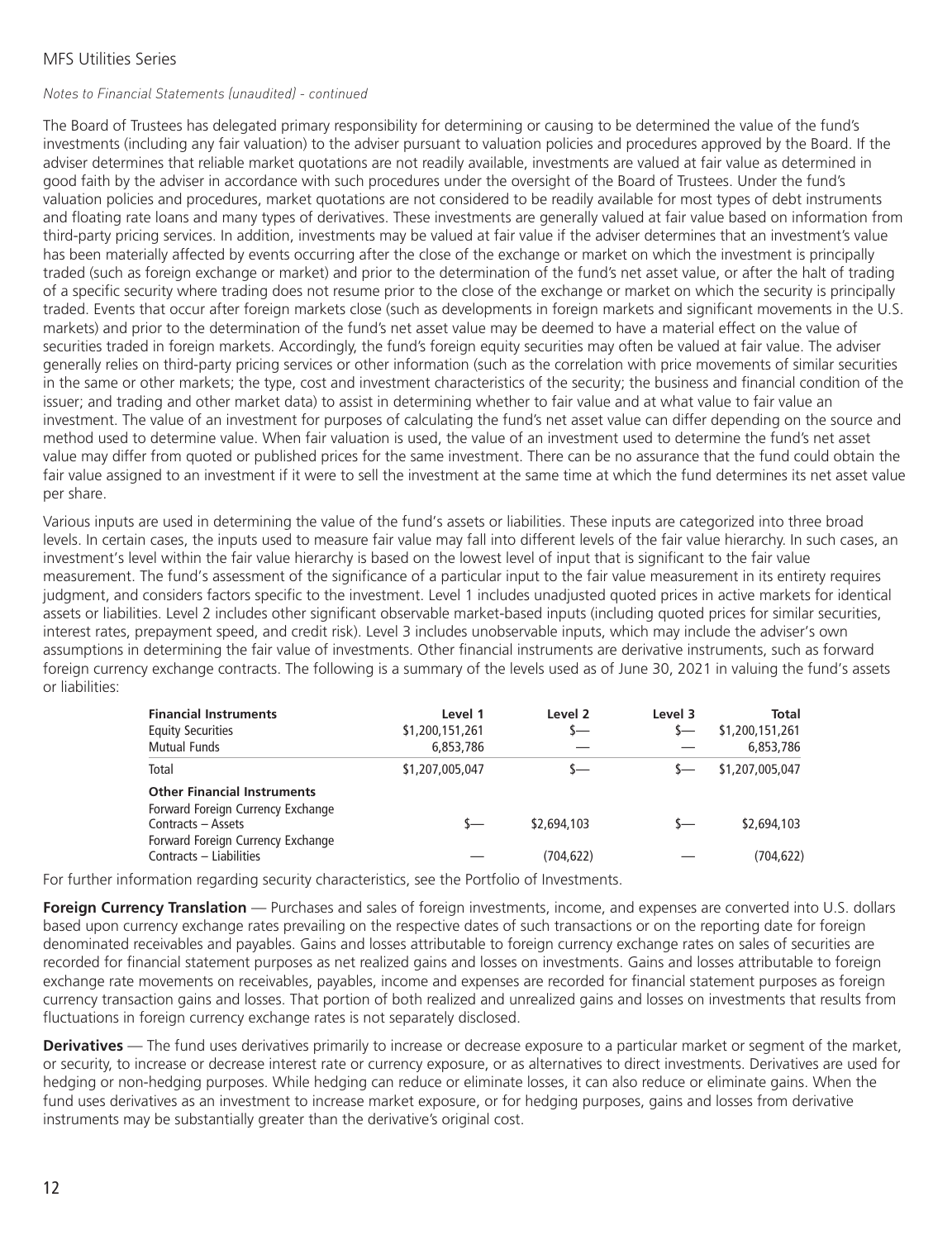*Notes to Financial Statements (unaudited) - continued*

The Board of Trustees has delegated primary responsibility for determining or causing to be determined the value of the fund's investments (including any fair valuation) to the adviser pursuant to valuation policies and procedures approved by the Board. If the adviser determines that reliable market quotations are not readily available, investments are valued at fair value as determined in good faith by the adviser in accordance with such procedures under the oversight of the Board of Trustees. Under the fund's valuation policies and procedures, market quotations are not considered to be readily available for most types of debt instruments and floating rate loans and many types of derivatives. These investments are generally valued at fair value based on information from third-party pricing services. In addition, investments may be valued at fair value if the adviser determines that an investment's value has been materially affected by events occurring after the close of the exchange or market on which the investment is principally traded (such as foreign exchange or market) and prior to the determination of the fund's net asset value, or after the halt of trading of a specific security where trading does not resume prior to the close of the exchange or market on which the security is principally traded. Events that occur after foreign markets close (such as developments in foreign markets and significant movements in the U.S. markets) and prior to the determination of the fund's net asset value may be deemed to have a material effect on the value of securities traded in foreign markets. Accordingly, the fund's foreign equity securities may often be valued at fair value. The adviser generally relies on third-party pricing services or other information (such as the correlation with price movements of similar securities in the same or other markets; the type, cost and investment characteristics of the security; the business and financial condition of the issuer; and trading and other market data) to assist in determining whether to fair value and at what value to fair value an investment. The value of an investment for purposes of calculating the fund's net asset value can differ depending on the source and method used to determine value. When fair valuation is used, the value of an investment used to determine the fund's net asset value may differ from quoted or published prices for the same investment. There can be no assurance that the fund could obtain the fair value assigned to an investment if it were to sell the investment at the same time at which the fund determines its net asset value per share.

Various inputs are used in determining the value of the fund's assets or liabilities. These inputs are categorized into three broad levels. In certain cases, the inputs used to measure fair value may fall into different levels of the fair value hierarchy. In such cases, an investment's level within the fair value hierarchy is based on the lowest level of input that is significant to the fair value measurement. The fund's assessment of the significance of a particular input to the fair value measurement in its entirety requires judgment, and considers factors specific to the investment. Level 1 includes unadjusted quoted prices in active markets for identical assets or liabilities. Level 2 includes other significant observable market-based inputs (including quoted prices for similar securities, interest rates, prepayment speed, and credit risk). Level 3 includes unobservable inputs, which may include the adviser's own assumptions in determining the fair value of investments. Other financial instruments are derivative instruments, such as forward foreign currency exchange contracts. The following is a summary of the levels used as of June 30, 2021 in valuing the fund's assets or liabilities:

| **Financial Instruments** | **Level 1** | **Level 2** | **Level 3** | **Total** |
|---|---|---|---|---|
| Equity Securities | $1,200,151,261 | $— | $— | $1,200,151,261 |
| Mutual Funds | 6,853,786 | — | — | 6,853,786 |
| Total | $1,207,005,047 | $— | $— | $1,207,005,047 |
| **Other Financial Instruments** | | | | |
| Forward Foreign Currency Exchange Contracts – Assets | $— | $2,694,103 | $— | $2,694,103 |
| Forward Foreign Currency Exchange Contracts – Liabilities | — | (704,622) | — | (704,622) |

For further information regarding security characteristics, see the Portfolio of Investments.

**Foreign Currency Translation** — Purchases and sales of foreign investments, income, and expenses are converted into U.S. dollars based upon currency exchange rates prevailing on the respective dates of such transactions or on the reporting date for foreign denominated receivables and payables. Gains and losses attributable to foreign currency exchange rates on sales of securities are recorded for financial statement purposes as net realized gains and losses on investments. Gains and losses attributable to foreign exchange rate movements on receivables, payables, income and expenses are recorded for financial statement purposes as foreign currency transaction gains and losses. That portion of both realized and unrealized gains and losses on investments that results from fluctuations in foreign currency exchange rates is not separately disclosed.

**Derivatives** — The fund uses derivatives primarily to increase or decrease exposure to a particular market or segment of the market, or security, to increase or decrease interest rate or currency exposure, or as alternatives to direct investments. Derivatives are used for hedging or non-hedging purposes. While hedging can reduce or eliminate losses, it can also reduce or eliminate gains. When the fund uses derivatives as an investment to increase market exposure, or for hedging purposes, gains and losses from derivative instruments may be substantially greater than the derivative's original cost.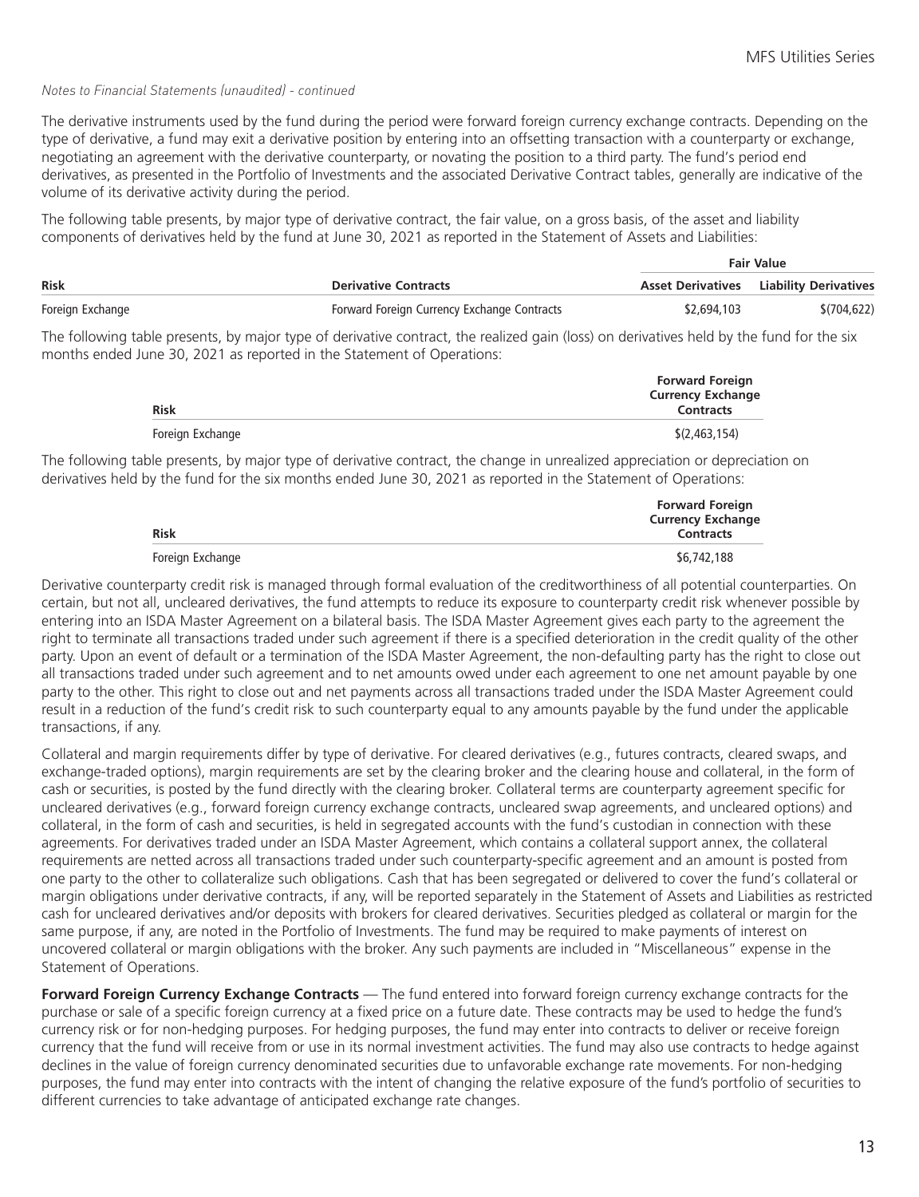*Notes to Financial Statements (unaudited) - continued*

The derivative instruments used by the fund during the period were forward foreign currency exchange contracts. Depending on the type of derivative, a fund may exit a derivative position by entering into an offsetting transaction with a counterparty or exchange, negotiating an agreement with the derivative counterparty, or novating the position to a third party. The fund's period end derivatives, as presented in the Portfolio of Investments and the associated Derivative Contract tables, generally are indicative of the volume of its derivative activity during the period.

The following table presents, by major type of derivative contract, the fair value, on a gross basis, of the asset and liability components of derivatives held by the fund at June 30, 2021 as reported in the Statement of Assets and Liabilities:

| | | Fair Value | |
|---|---|---|---|
| **Risk** | **Derivative Contracts** | **Asset Derivatives** | **Liability Derivatives** |
| Foreign Exchange | Forward Foreign Currency Exchange Contracts | $2,694,103 | $(704,622) |

The following table presents, by major type of derivative contract, the realized gain (loss) on derivatives held by the fund for the six months ended June 30, 2021 as reported in the Statement of Operations:

| **Risk** | **Forward Foreign Currency Exchange Contracts** |
|---|---|
| Foreign Exchange | $(2,463,154) |

The following table presents, by major type of derivative contract, the change in unrealized appreciation or depreciation on derivatives held by the fund for the six months ended June 30, 2021 as reported in the Statement of Operations:

| **Risk** | **Forward Foreign Currency Exchange Contracts** |
|---|---|
| Foreign Exchange | $6,742,188 |

Derivative counterparty credit risk is managed through formal evaluation of the creditworthiness of all potential counterparties. On certain, but not all, uncleared derivatives, the fund attempts to reduce its exposure to counterparty credit risk whenever possible by entering into an ISDA Master Agreement on a bilateral basis. The ISDA Master Agreement gives each party to the agreement the right to terminate all transactions traded under such agreement if there is a specified deterioration in the credit quality of the other party. Upon an event of default or a termination of the ISDA Master Agreement, the non-defaulting party has the right to close out all transactions traded under such agreement and to net amounts owed under each agreement to one net amount payable by one party to the other. This right to close out and net payments across all transactions traded under the ISDA Master Agreement could result in a reduction of the fund's credit risk to such counterparty equal to any amounts payable by the fund under the applicable transactions, if any.

Collateral and margin requirements differ by type of derivative. For cleared derivatives (e.g., futures contracts, cleared swaps, and exchange-traded options), margin requirements are set by the clearing broker and the clearing house and collateral, in the form of cash or securities, is posted by the fund directly with the clearing broker. Collateral terms are counterparty agreement specific for uncleared derivatives (e.g., forward foreign currency exchange contracts, uncleared swap agreements, and uncleared options) and collateral, in the form of cash and securities, is held in segregated accounts with the fund's custodian in connection with these agreements. For derivatives traded under an ISDA Master Agreement, which contains a collateral support annex, the collateral requirements are netted across all transactions traded under such counterparty-specific agreement and an amount is posted from one party to the other to collateralize such obligations. Cash that has been segregated or delivered to cover the fund's collateral or margin obligations under derivative contracts, if any, will be reported separately in the Statement of Assets and Liabilities as restricted cash for uncleared derivatives and/or deposits with brokers for cleared derivatives. Securities pledged as collateral or margin for the same purpose, if any, are noted in the Portfolio of Investments. The fund may be required to make payments of interest on uncovered collateral or margin obligations with the broker. Any such payments are included in "Miscellaneous" expense in the Statement of Operations.

**Forward Foreign Currency Exchange Contracts** — The fund entered into forward foreign currency exchange contracts for the purchase or sale of a specific foreign currency at a fixed price on a future date. These contracts may be used to hedge the fund's currency risk or for non-hedging purposes. For hedging purposes, the fund may enter into contracts to deliver or receive foreign currency that the fund will receive from or use in its normal investment activities. The fund may also use contracts to hedge against declines in the value of foreign currency denominated securities due to unfavorable exchange rate movements. For non-hedging purposes, the fund may enter into contracts with the intent of changing the relative exposure of the fund's portfolio of securities to different currencies to take advantage of anticipated exchange rate changes.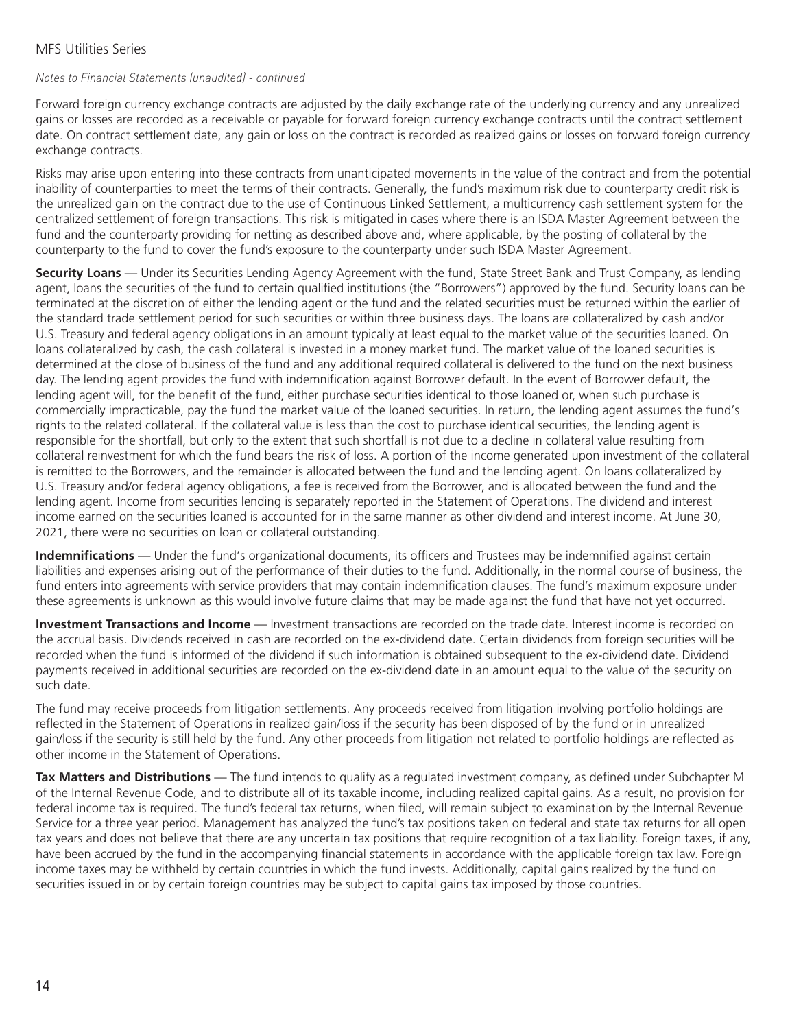Forward foreign currency exchange contracts are adjusted by the daily exchange rate of the underlying currency and any unrealized gains or losses are recorded as a receivable or payable for forward foreign currency exchange contracts until the contract settlement date. On contract settlement date, any gain or loss on the contract is recorded as realized gains or losses on forward foreign currency exchange contracts.

Risks may arise upon entering into these contracts from unanticipated movements in the value of the contract and from the potential inability of counterparties to meet the terms of their contracts. Generally, the fund's maximum risk due to counterparty credit risk is the unrealized gain on the contract due to the use of Continuous Linked Settlement, a multicurrency cash settlement system for the centralized settlement of foreign transactions. This risk is mitigated in cases where there is an ISDA Master Agreement between the fund and the counterparty providing for netting as described above and, where applicable, by the posting of collateral by the counterparty to the fund to cover the fund's exposure to the counterparty under such ISDA Master Agreement.

**Security Loans** — Under its Securities Lending Agency Agreement with the fund, State Street Bank and Trust Company, as lending agent, loans the securities of the fund to certain qualified institutions (the "Borrowers") approved by the fund. Security loans can be terminated at the discretion of either the lending agent or the fund and the related securities must be returned within the earlier of the standard trade settlement period for such securities or within three business days. The loans are collateralized by cash and/or U.S. Treasury and federal agency obligations in an amount typically at least equal to the market value of the securities loaned. On loans collateralized by cash, the cash collateral is invested in a money market fund. The market value of the loaned securities is determined at the close of business of the fund and any additional required collateral is delivered to the fund on the next business day. The lending agent provides the fund with indemnification against Borrower default. In the event of Borrower default, the lending agent will, for the benefit of the fund, either purchase securities identical to those loaned or, when such purchase is commercially impracticable, pay the fund the market value of the loaned securities. In return, the lending agent assumes the fund's rights to the related collateral. If the collateral value is less than the cost to purchase identical securities, the lending agent is responsible for the shortfall, but only to the extent that such shortfall is not due to a decline in collateral value resulting from collateral reinvestment for which the fund bears the risk of loss. A portion of the income generated upon investment of the collateral is remitted to the Borrowers, and the remainder is allocated between the fund and the lending agent. On loans collateralized by U.S. Treasury and/or federal agency obligations, a fee is received from the Borrower, and is allocated between the fund and the lending agent. Income from securities lending is separately reported in the Statement of Operations. The dividend and interest income earned on the securities loaned is accounted for in the same manner as other dividend and interest income. At June 30, 2021, there were no securities on loan or collateral outstanding.

**Indemnifications** — Under the fund's organizational documents, its officers and Trustees may be indemnified against certain liabilities and expenses arising out of the performance of their duties to the fund. Additionally, in the normal course of business, the fund enters into agreements with service providers that may contain indemnification clauses. The fund's maximum exposure under these agreements is unknown as this would involve future claims that may be made against the fund that have not yet occurred.

**Investment Transactions and Income** — Investment transactions are recorded on the trade date. Interest income is recorded on the accrual basis. Dividends received in cash are recorded on the ex-dividend date. Certain dividends from foreign securities will be recorded when the fund is informed of the dividend if such information is obtained subsequent to the ex-dividend date. Dividend payments received in additional securities are recorded on the ex-dividend date in an amount equal to the value of the security on such date.

The fund may receive proceeds from litigation settlements. Any proceeds received from litigation involving portfolio holdings are reflected in the Statement of Operations in realized gain/loss if the security has been disposed of by the fund or in unrealized gain/loss if the security is still held by the fund. Any other proceeds from litigation not related to portfolio holdings are reflected as other income in the Statement of Operations.

**Tax Matters and Distributions** — The fund intends to qualify as a regulated investment company, as defined under Subchapter M of the Internal Revenue Code, and to distribute all of its taxable income, including realized capital gains. As a result, no provision for federal income tax is required. The fund's federal tax returns, when filed, will remain subject to examination by the Internal Revenue Service for a three year period. Management has analyzed the fund's tax positions taken on federal and state tax returns for all open tax years and does not believe that there are any uncertain tax positions that require recognition of a tax liability. Foreign taxes, if any, have been accrued by the fund in the accompanying financial statements in accordance with the applicable foreign tax law. Foreign income taxes may be withheld by certain countries in which the fund invests. Additionally, capital gains realized by the fund on securities issued in or by certain foreign countries may be subject to capital gains tax imposed by those countries.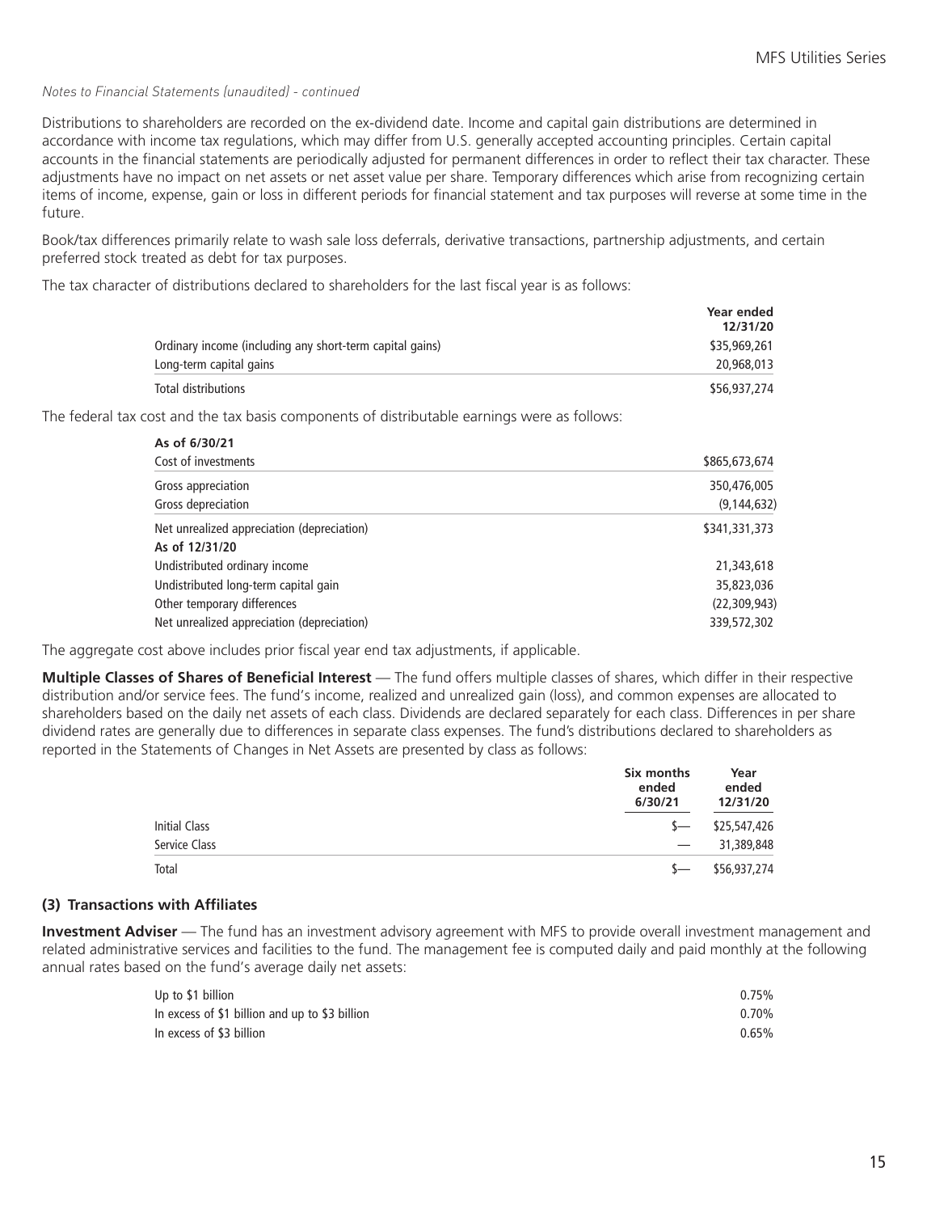*Notes to Financial Statements (unaudited) - continued*

Distributions to shareholders are recorded on the ex-dividend date. Income and capital gain distributions are determined in accordance with income tax regulations, which may differ from U.S. generally accepted accounting principles. Certain capital accounts in the financial statements are periodically adjusted for permanent differences in order to reflect their tax character. These adjustments have no impact on net assets or net asset value per share. Temporary differences which arise from recognizing certain items of income, expense, gain or loss in different periods for financial statement and tax purposes will reverse at some time in the future.

Book/tax differences primarily relate to wash sale loss deferrals, derivative transactions, partnership adjustments, and certain preferred stock treated as debt for tax purposes.

The tax character of distributions declared to shareholders for the last fiscal year is as follows:

| | Year ended 12/31/20 |
|---|---|
| Ordinary income (including any short-term capital gains) | $35,969,261 |
| Long-term capital gains | 20,968,013 |
| Total distributions | $56,937,274 |

The federal tax cost and the tax basis components of distributable earnings were as follows:

| | |
|---|---|
| **As of 6/30/21** | |
| Cost of investments | $865,673,674 |
| Gross appreciation | 350,476,005 |
| Gross depreciation | (9,144,632) |
| Net unrealized appreciation (depreciation) | $341,331,373 |
| **As of 12/31/20** | |
| Undistributed ordinary income | 21,343,618 |
| Undistributed long-term capital gain | 35,823,036 |
| Other temporary differences | (22,309,943) |
| Net unrealized appreciation (depreciation) | 339,572,302 |

The aggregate cost above includes prior fiscal year end tax adjustments, if applicable.

**Multiple Classes of Shares of Beneficial Interest** — The fund offers multiple classes of shares, which differ in their respective distribution and/or service fees. The fund's income, realized and unrealized gain (loss), and common expenses are allocated to shareholders based on the daily net assets of each class. Dividends are declared separately for each class. Differences in per share dividend rates are generally due to differences in separate class expenses. The fund's distributions declared to shareholders as reported in the Statements of Changes in Net Assets are presented by class as follows:

| | Six months ended 6/30/21 | Year ended 12/31/20 |
|---|---|---|
| Initial Class | $— | $25,547,426 |
| Service Class | — | 31,389,848 |
| Total | $— | $56,937,274 |

## (3) Transactions with Affiliates

**Investment Adviser** — The fund has an investment advisory agreement with MFS to provide overall investment management and related administrative services and facilities to the fund. The management fee is computed daily and paid monthly at the following annual rates based on the fund's average daily net assets:

| | |
|---|---|
| Up to $1 billion | 0.75% |
| In excess of $1 billion and up to $3 billion | 0.70% |
| In excess of $3 billion | 0.65% |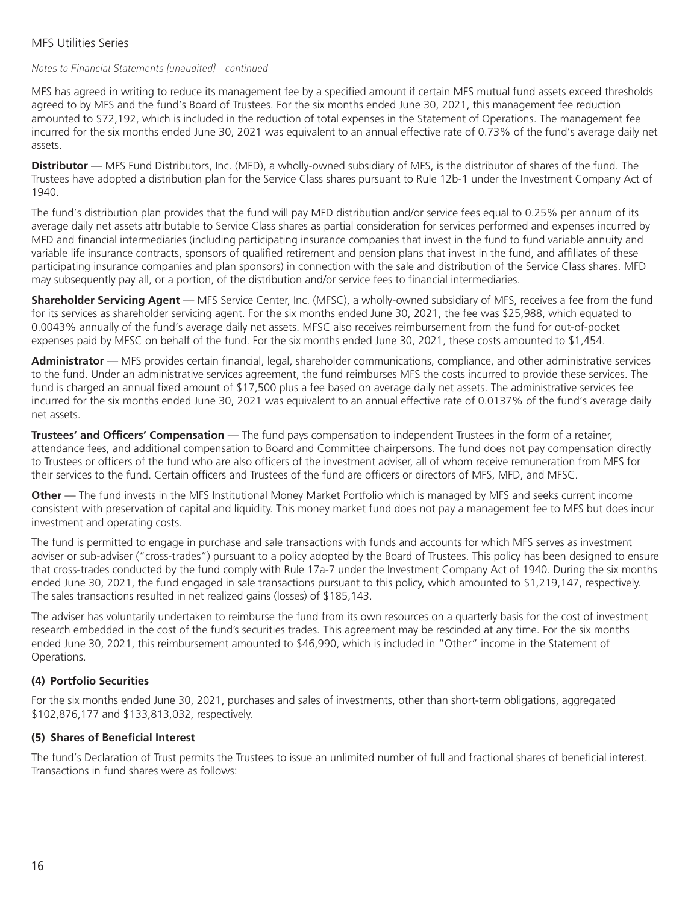*Notes to Financial Statements (unaudited) - continued*

MFS has agreed in writing to reduce its management fee by a specified amount if certain MFS mutual fund assets exceed thresholds agreed to by MFS and the fund's Board of Trustees. For the six months ended June 30, 2021, this management fee reduction amounted to $72,192, which is included in the reduction of total expenses in the Statement of Operations. The management fee incurred for the six months ended June 30, 2021 was equivalent to an annual effective rate of 0.73% of the fund's average daily net assets.

**Distributor** — MFS Fund Distributors, Inc. (MFD), a wholly-owned subsidiary of MFS, is the distributor of shares of the fund. The Trustees have adopted a distribution plan for the Service Class shares pursuant to Rule 12b-1 under the Investment Company Act of 1940.

The fund's distribution plan provides that the fund will pay MFD distribution and/or service fees equal to 0.25% per annum of its average daily net assets attributable to Service Class shares as partial consideration for services performed and expenses incurred by MFD and financial intermediaries (including participating insurance companies that invest in the fund to fund variable annuity and variable life insurance contracts, sponsors of qualified retirement and pension plans that invest in the fund, and affiliates of these participating insurance companies and plan sponsors) in connection with the sale and distribution of the Service Class shares. MFD may subsequently pay all, or a portion, of the distribution and/or service fees to financial intermediaries.

**Shareholder Servicing Agent** — MFS Service Center, Inc. (MFSC), a wholly-owned subsidiary of MFS, receives a fee from the fund for its services as shareholder servicing agent. For the six months ended June 30, 2021, the fee was $25,988, which equated to 0.0043% annually of the fund's average daily net assets. MFSC also receives reimbursement from the fund for out-of-pocket expenses paid by MFSC on behalf of the fund. For the six months ended June 30, 2021, these costs amounted to $1,454.

**Administrator** — MFS provides certain financial, legal, shareholder communications, compliance, and other administrative services to the fund. Under an administrative services agreement, the fund reimburses MFS the costs incurred to provide these services. The fund is charged an annual fixed amount of $17,500 plus a fee based on average daily net assets. The administrative services fee incurred for the six months ended June 30, 2021 was equivalent to an annual effective rate of 0.0137% of the fund's average daily net assets.

**Trustees' and Officers' Compensation** — The fund pays compensation to independent Trustees in the form of a retainer, attendance fees, and additional compensation to Board and Committee chairpersons. The fund does not pay compensation directly to Trustees or officers of the fund who are also officers of the investment adviser, all of whom receive remuneration from MFS for their services to the fund. Certain officers and Trustees of the fund are officers or directors of MFS, MFD, and MFSC.

**Other** — The fund invests in the MFS Institutional Money Market Portfolio which is managed by MFS and seeks current income consistent with preservation of capital and liquidity. This money market fund does not pay a management fee to MFS but does incur investment and operating costs.

The fund is permitted to engage in purchase and sale transactions with funds and accounts for which MFS serves as investment adviser or sub-adviser ("cross-trades") pursuant to a policy adopted by the Board of Trustees. This policy has been designed to ensure that cross-trades conducted by the fund comply with Rule 17a-7 under the Investment Company Act of 1940. During the six months ended June 30, 2021, the fund engaged in sale transactions pursuant to this policy, which amounted to $1,219,147, respectively. The sales transactions resulted in net realized gains (losses) of $185,143.

The adviser has voluntarily undertaken to reimburse the fund from its own resources on a quarterly basis for the cost of investment research embedded in the cost of the fund's securities trades. This agreement may be rescinded at any time. For the six months ended June 30, 2021, this reimbursement amounted to $46,990, which is included in "Other" income in the Statement of Operations.

### (4) Portfolio Securities

For the six months ended June 30, 2021, purchases and sales of investments, other than short-term obligations, aggregated $102,876,177 and $133,813,032, respectively.

### (5) Shares of Beneficial Interest

The fund's Declaration of Trust permits the Trustees to issue an unlimited number of full and fractional shares of beneficial interest. Transactions in fund shares were as follows: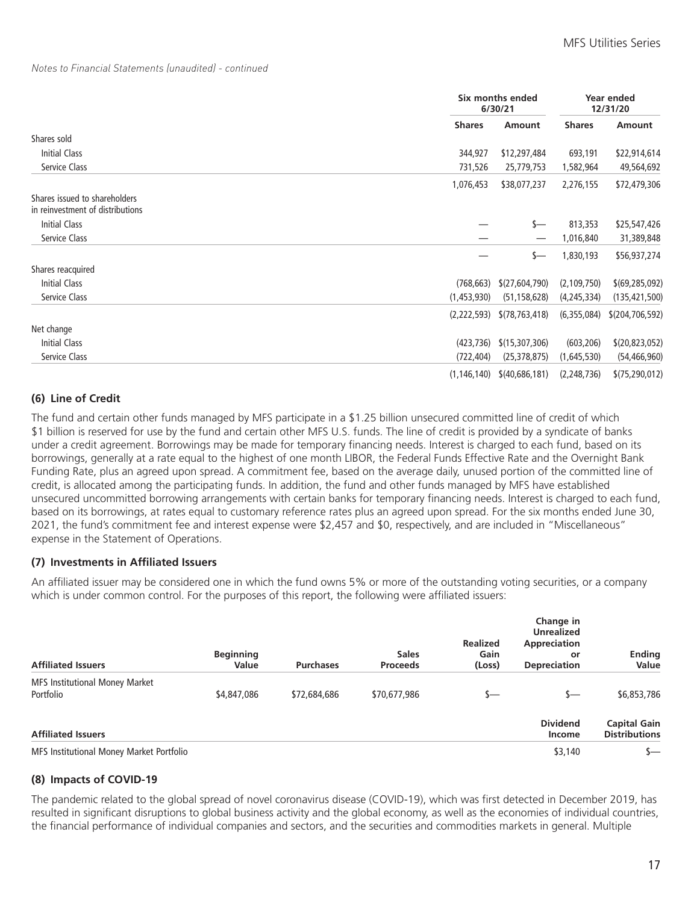*Notes to Financial Statements (unaudited) - continued*

| | Six months ended 6/30/21 | | Year ended 12/31/20 | |
|---|---|---|---|---|
| | **Shares** | **Amount** | **Shares** | **Amount** |
| Shares sold | | | | |
| Initial Class | 344,927 | $12,297,484 | 693,191 | $22,914,614 |
| Service Class | 731,526 | 25,779,753 | 1,582,964 | 49,564,692 |
| | 1,076,453 | $38,077,237 | 2,276,155 | $72,479,306 |
| Shares issued to shareholders in reinvestment of distributions | | | | |
| Initial Class | — | $— | 813,353 | $25,547,426 |
| Service Class | — | — | 1,016,840 | 31,389,848 |
| | — | $— | 1,830,193 | $56,937,274 |
| Shares reacquired | | | | |
| Initial Class | (768,663) | $(27,604,790) | (2,109,750) | $(69,285,092) |
| Service Class | (1,453,930) | (51,158,628) | (4,245,334) | (135,421,500) |
| | (2,222,593) | $(78,763,418) | (6,355,084) | $(204,706,592) |
| Net change | | | | |
| Initial Class | (423,736) | $(15,307,306) | (603,206) | $(20,823,052) |
| Service Class | (722,404) | (25,378,875) | (1,645,530) | (54,466,960) |
| | (1,146,140) | $(40,686,181) | (2,248,736) | $(75,290,012) |

## (6) Line of Credit

The fund and certain other funds managed by MFS participate in a $1.25 billion unsecured committed line of credit of which $1 billion is reserved for use by the fund and certain other MFS U.S. funds. The line of credit is provided by a syndicate of banks under a credit agreement. Borrowings may be made for temporary financing needs. Interest is charged to each fund, based on its borrowings, generally at a rate equal to the highest of one month LIBOR, the Federal Funds Effective Rate and the Overnight Bank Funding Rate, plus an agreed upon spread. A commitment fee, based on the average daily, unused portion of the committed line of credit, is allocated among the participating funds. In addition, the fund and other funds managed by MFS have established unsecured uncommitted borrowing arrangements with certain banks for temporary financing needs. Interest is charged to each fund, based on its borrowings, at rates equal to customary reference rates plus an agreed upon spread. For the six months ended June 30, 2021, the fund's commitment fee and interest expense were $2,457 and $0, respectively, and are included in "Miscellaneous" expense in the Statement of Operations.

## (7) Investments in Affiliated Issuers

An affiliated issuer may be considered one in which the fund owns 5% or more of the outstanding voting securities, or a company which is under common control. For the purposes of this report, the following were affiliated issuers:

| Affiliated Issuers | Beginning Value | Purchases | Sales Proceeds | Realized Gain (Loss) | Change in Unrealized Appreciation or Depreciation | Ending Value |
|---|---|---|---|---|---|---|
| MFS Institutional Money Market Portfolio | $4,847,086 | $72,684,686 | $70,677,986 | $— | $— | $6,853,786 |

| Affiliated Issuers | Dividend Income | Capital Gain Distributions |
|---|---|---|
| MFS Institutional Money Market Portfolio | $3,140 | $— |

## (8) Impacts of COVID-19

The pandemic related to the global spread of novel coronavirus disease (COVID-19), which was first detected in December 2019, has resulted in significant disruptions to global business activity and the global economy, as well as the economies of individual countries, the financial performance of individual companies and sectors, and the securities and commodities markets in general. Multiple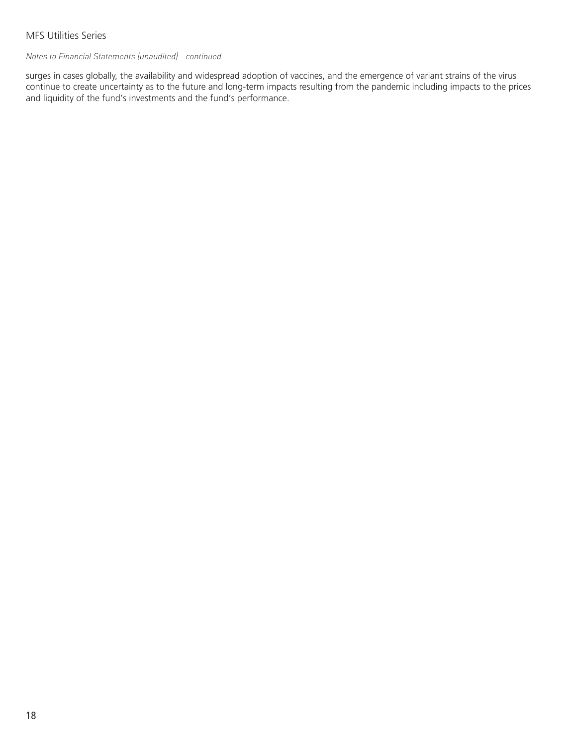surges in cases globally, the availability and widespread adoption of vaccines, and the emergence of variant strains of the virus continue to create uncertainty as to the future and long-term impacts resulting from the pandemic including impacts to the prices and liquidity of the fund's investments and the fund's performance.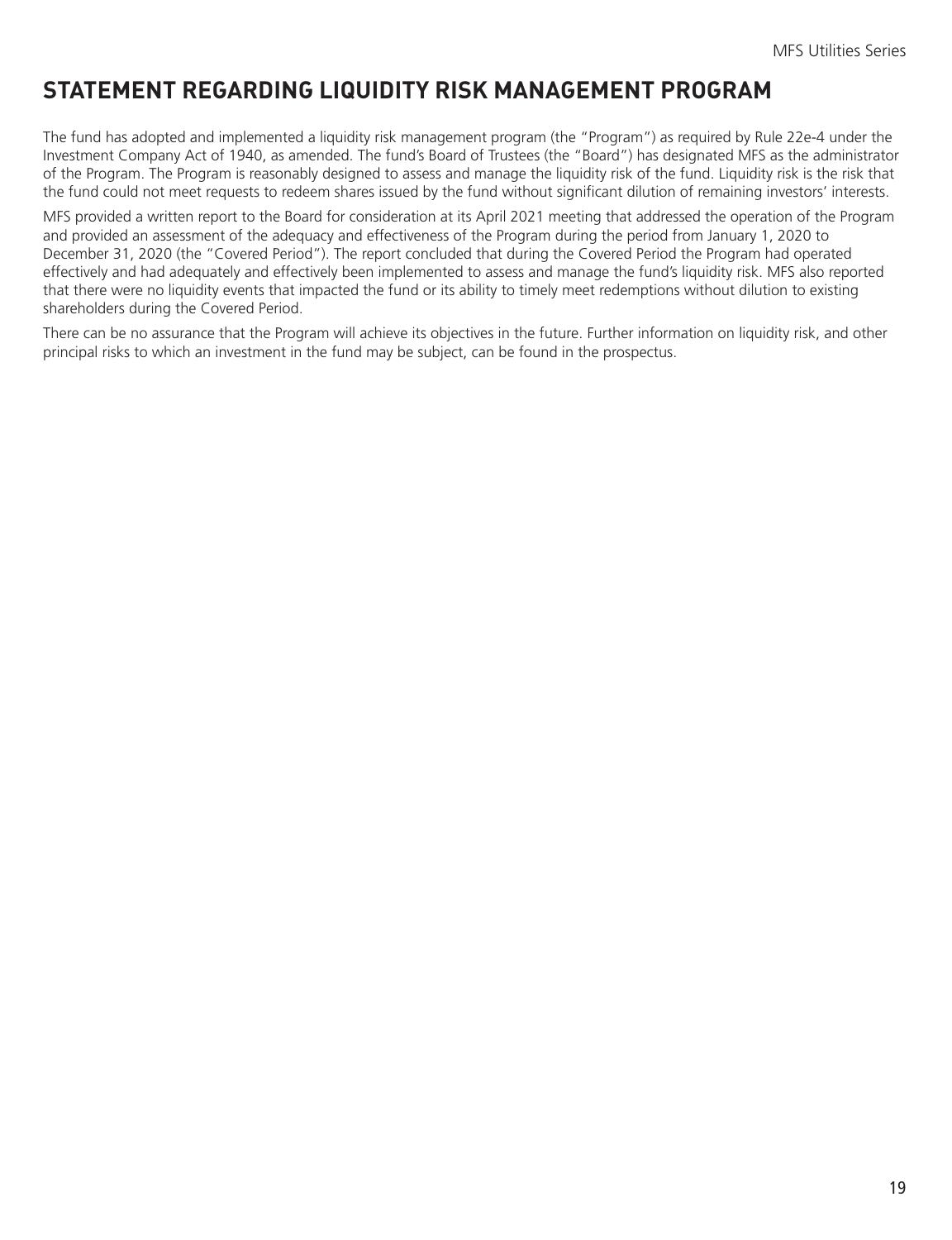## STATEMENT REGARDING LIQUIDITY RISK MANAGEMENT PROGRAM

The fund has adopted and implemented a liquidity risk management program (the "Program") as required by Rule 22e-4 under the Investment Company Act of 1940, as amended. The fund's Board of Trustees (the "Board") has designated MFS as the administrator of the Program. The Program is reasonably designed to assess and manage the liquidity risk of the fund. Liquidity risk is the risk that the fund could not meet requests to redeem shares issued by the fund without significant dilution of remaining investors' interests.

MFS provided a written report to the Board for consideration at its April 2021 meeting that addressed the operation of the Program and provided an assessment of the adequacy and effectiveness of the Program during the period from January 1, 2020 to December 31, 2020 (the "Covered Period"). The report concluded that during the Covered Period the Program had operated effectively and had adequately and effectively been implemented to assess and manage the fund's liquidity risk. MFS also reported that there were no liquidity events that impacted the fund or its ability to timely meet redemptions without dilution to existing shareholders during the Covered Period.

There can be no assurance that the Program will achieve its objectives in the future. Further information on liquidity risk, and other principal risks to which an investment in the fund may be subject, can be found in the prospectus.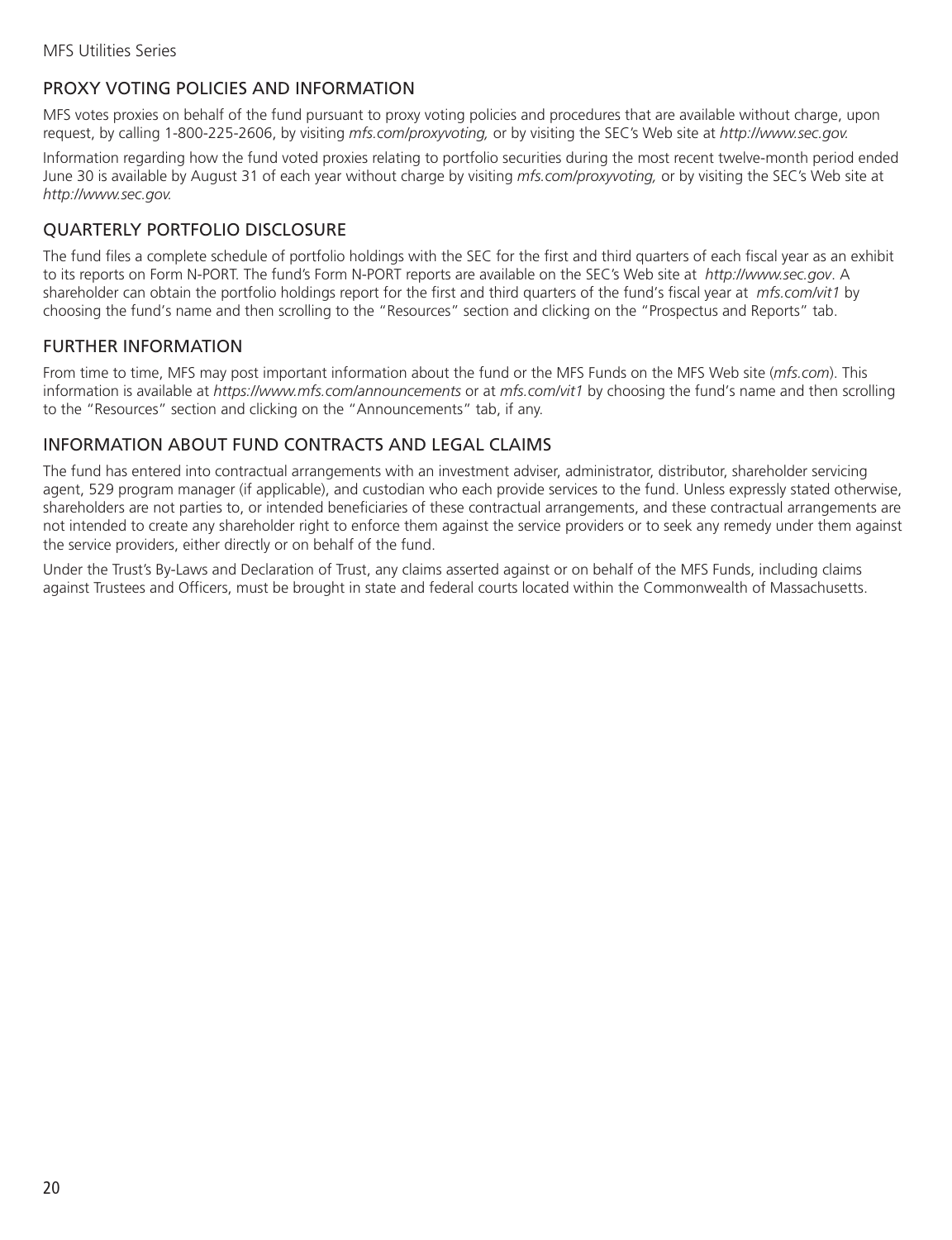## PROXY VOTING POLICIES AND INFORMATION

MFS votes proxies on behalf of the fund pursuant to proxy voting policies and procedures that are available without charge, upon request, by calling 1-800-225-2606, by visiting *mfs.com/proxyvoting,* or by visiting the SEC's Web site at *http://www.sec.gov.*

Information regarding how the fund voted proxies relating to portfolio securities during the most recent twelve-month period ended June 30 is available by August 31 of each year without charge by visiting *mfs.com/proxyvoting,* or by visiting the SEC's Web site at *http://www.sec.gov.*

## QUARTERLY PORTFOLIO DISCLOSURE

The fund files a complete schedule of portfolio holdings with the SEC for the first and third quarters of each fiscal year as an exhibit to its reports on Form N-PORT. The fund's Form N-PORT reports are available on the SEC's Web site at *http://www.sec.gov*. A shareholder can obtain the portfolio holdings report for the first and third quarters of the fund's fiscal year at *mfs.com/vit1* by choosing the fund's name and then scrolling to the "Resources" section and clicking on the "Prospectus and Reports" tab.

## FURTHER INFORMATION

From time to time, MFS may post important information about the fund or the MFS Funds on the MFS Web site (*mfs.com*). This information is available at *https://www.mfs.com/announcements* or at *mfs.com/vit1* by choosing the fund's name and then scrolling to the "Resources" section and clicking on the "Announcements" tab, if any.

## INFORMATION ABOUT FUND CONTRACTS AND LEGAL CLAIMS

The fund has entered into contractual arrangements with an investment adviser, administrator, distributor, shareholder servicing agent, 529 program manager (if applicable), and custodian who each provide services to the fund. Unless expressly stated otherwise, shareholders are not parties to, or intended beneficiaries of these contractual arrangements, and these contractual arrangements are not intended to create any shareholder right to enforce them against the service providers or to seek any remedy under them against the service providers, either directly or on behalf of the fund.

Under the Trust's By-Laws and Declaration of Trust, any claims asserted against or on behalf of the MFS Funds, including claims against Trustees and Officers, must be brought in state and federal courts located within the Commonwealth of Massachusetts.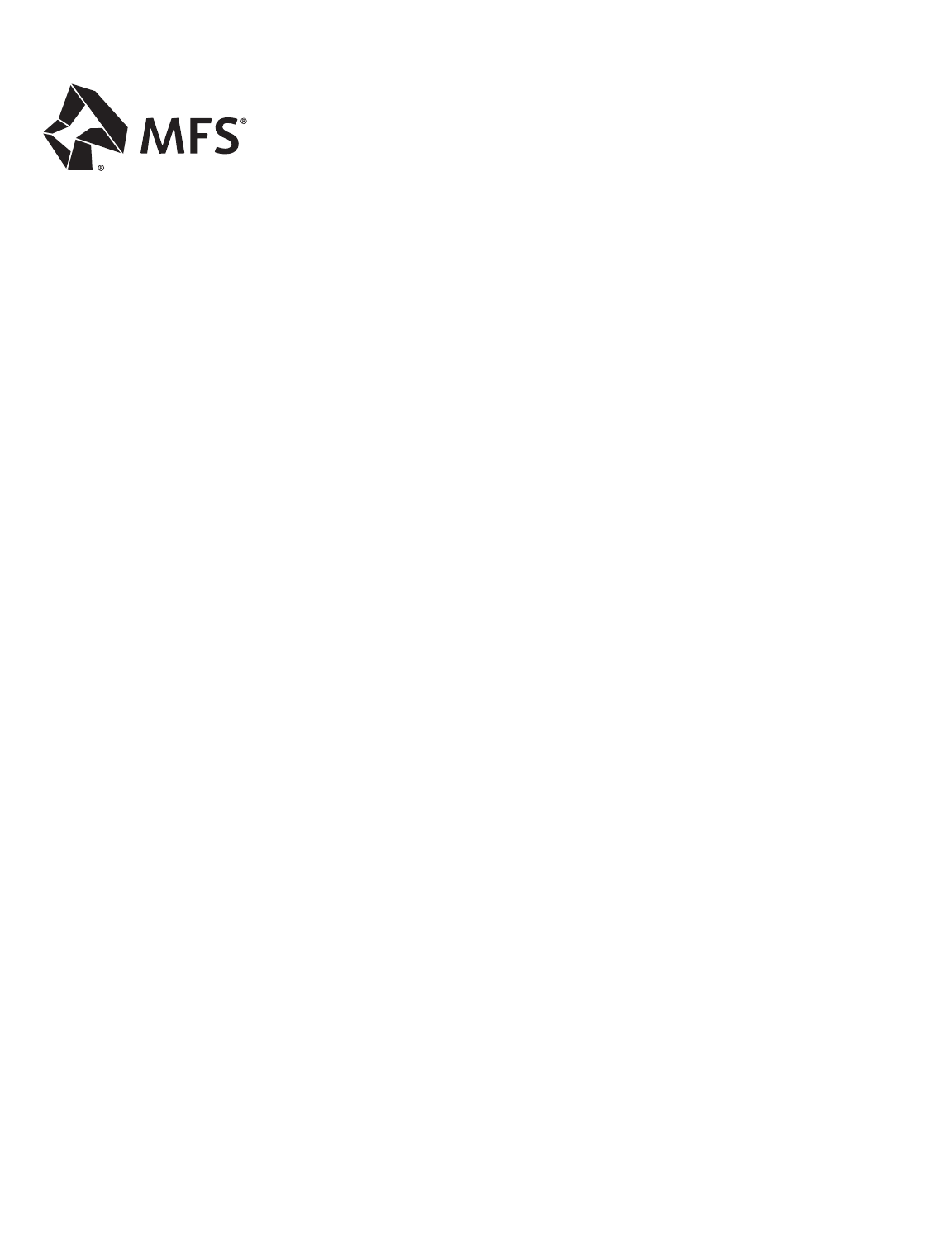MFS®